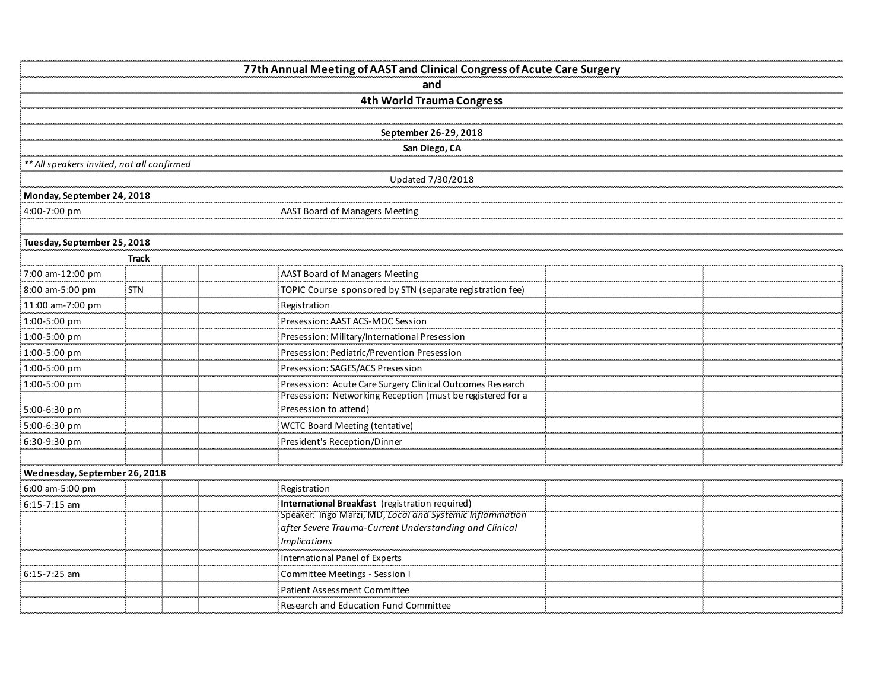# 77th Annual Meeting of AAST and Clinical Congress of Acute Care Surgery

## and

## 4th World Trauma Congress

**September 26-29, 2018**

**San Diego, CA**

*\*\* All speakers invited, not all confirmed*

Updated 7/30/2018

**Monday, September 24, 2018**

| | | | | | | |
|---|---|---|---|---|---|---|
| 4:00-7:00 pm | | | | AAST Board of Managers Meeting | | |

**Tuesday, September 25, 2018**

| | Track | | | | | |
|---|---|---|---|---|---|---|
| 7:00 am-12:00 pm | | | | AAST Board of Managers Meeting | | |
| 8:00 am-5:00 pm | STN | | | TOPIC Course sponsored by STN (separate registration fee) | | |
| 11:00 am-7:00 pm | | | | Registration | | |
| 1:00-5:00 pm | | | | Presession: AAST ACS-MOC Session | | |
| 1:00-5:00 pm | | | | Presession: Military/International Presession | | |
| 1:00-5:00 pm | | | | Presession: Pediatric/Prevention Presession | | |
| 1:00-5:00 pm | | | | Presession: SAGES/ACS Presession | | |
| 1:00-5:00 pm | | | | Presession: Acute Care Surgery Clinical Outcomes Research | | |
| 5:00-6:30 pm | | | | Presession: Networking Reception (must be registered for a Presession to attend) | | |
| 5:00-6:30 pm | | | | WCTC Board Meeting (tentative) | | |
| 6:30-9:30 pm | | | | President's Reception/Dinner | | |
| | | | | | | |

**Wednesday, September 26, 2018**

| | | | | | | |
|---|---|---|---|---|---|---|
| 6:00 am-5:00 pm | | | | Registration | | |
| 6:15-7:15 am | | | | **International Breakfast** (registration required) | | |
| | | | | Speaker: Ingo Marzi, MD, *Local and Systemic Inflammation after Severe Trauma-Current Understanding and Clinical Implications* | | |
| | | | | International Panel of Experts | | |
| 6:15-7:25 am | | | | Committee Meetings - Session I | | |
| | | | | Patient Assessment Committee | | |
| | | | | Research and Education Fund Committee | | |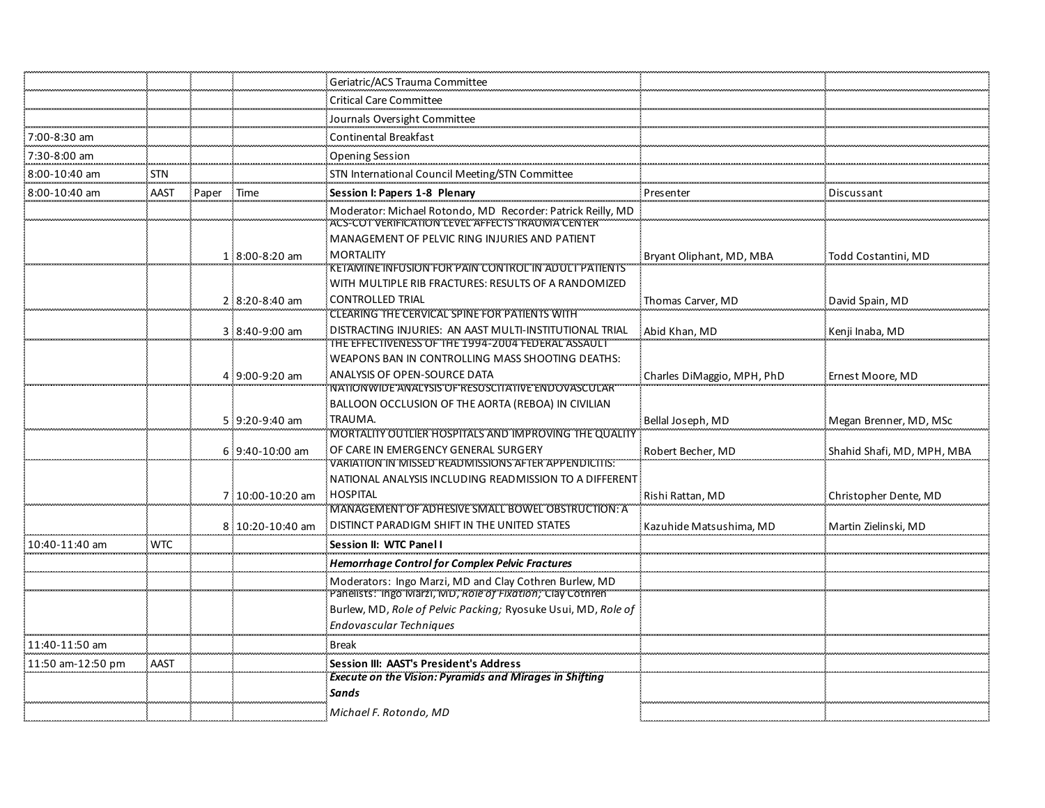| | | | | | | |
|---|---|---|---|---|---|---|
| | | | | Geriatric/ACS Trauma Committee | | |
| | | | | Critical Care Committee | | |
| | | | | Journals Oversight Committee | | |
| 7:00-8:30 am | | | | Continental Breakfast | | |
| 7:30-8:00 am | | | | Opening Session | | |
| 8:00-10:40 am | STN | | | STN International Council Meeting/STN Committee | | |
| 8:00-10:40 am | AAST | Paper | Time | **Session I: Papers 1-8 Plenary** | Presenter | Discussant |
| | | | | Moderator: Michael Rotondo, MD Recorder: Patrick Reilly, MD | | |
| | | 1 | 8:00-8:20 am | ACS-COT VERIFICATION LEVEL AFFECTS TRAUMA CENTER MANAGEMENT OF PELVIC RING INJURIES AND PATIENT MORTALITY | Bryant Oliphant, MD, MBA | Todd Costantini, MD |
| | | 2 | 8:20-8:40 am | KETAMINE INFUSION FOR PAIN CONTROL IN ADULT PATIENTS WITH MULTIPLE RIB FRACTURES: RESULTS OF A RANDOMIZED CONTROLLED TRIAL | Thomas Carver, MD | David Spain, MD |
| | | 3 | 8:40-9:00 am | CLEARING THE CERVICAL SPINE FOR PATIENTS WITH DISTRACTING INJURIES: AN AAST MULTI-INSTITUTIONAL TRIAL | Abid Khan, MD | Kenji Inaba, MD |
| | | 4 | 9:00-9:20 am | THE EFFECTIVENESS OF THE 1994-2004 FEDERAL ASSAULT WEAPONS BAN IN CONTROLLING MASS SHOOTING DEATHS: ANALYSIS OF OPEN-SOURCE DATA | Charles DiMaggio, MPH, PhD | Ernest Moore, MD |
| | | 5 | 9:20-9:40 am | NATIONWIDE ANALYSIS OF RESUSCITATIVE ENDOVASCULAR BALLOON OCCLUSION OF THE AORTA (REBOA) IN CIVILIAN TRAUMA. | Bellal Joseph, MD | Megan Brenner, MD, MSc |
| | | 6 | 9:40-10:00 am | MORTALITY OUTLIER HOSPITALS AND IMPROVING THE QUALITY OF CARE IN EMERGENCY GENERAL SURGERY | Robert Becher, MD | Shahid Shafi, MD, MPH, MBA |
| | | 7 | 10:00-10:20 am | VARIATION IN MISSED READMISSIONS AFTER APPENDICITIS: NATIONAL ANALYSIS INCLUDING READMISSION TO A DIFFERENT HOSPITAL | Rishi Rattan, MD | Christopher Dente, MD |
| | | 8 | 10:20-10:40 am | MANAGEMENT OF ADHESIVE SMALL BOWEL OBSTRUCTION: A DISTINCT PARADIGM SHIFT IN THE UNITED STATES | Kazuhide Matsushima, MD | Martin Zielinski, MD |
| 10:40-11:40 am | WTC | | | **Session II: WTC Panel I** | | |
| | | | | ***Hemorrhage Control for Complex Pelvic Fractures*** | | |
| | | | | Moderators: Ingo Marzi, MD and Clay Cothren Burlew, MD | | |
| | | | | Panelists: Ingo Marzi, MD, *Role of Fixation;* Clay Cothren Burlew, MD, *Role of Pelvic Packing;* Ryosuke Usui, MD, *Role of Endovascular Techniques* | | |
| 11:40-11:50 am | | | | Break | | |
| 11:50 am-12:50 pm | AAST | | | **Session III: AAST's President's Address** | | |
| | | | | ***Execute on the Vision: Pyramids and Mirages in Shifting Sands*** | | |
| | | | | *Michael F. Rotondo, MD* | | |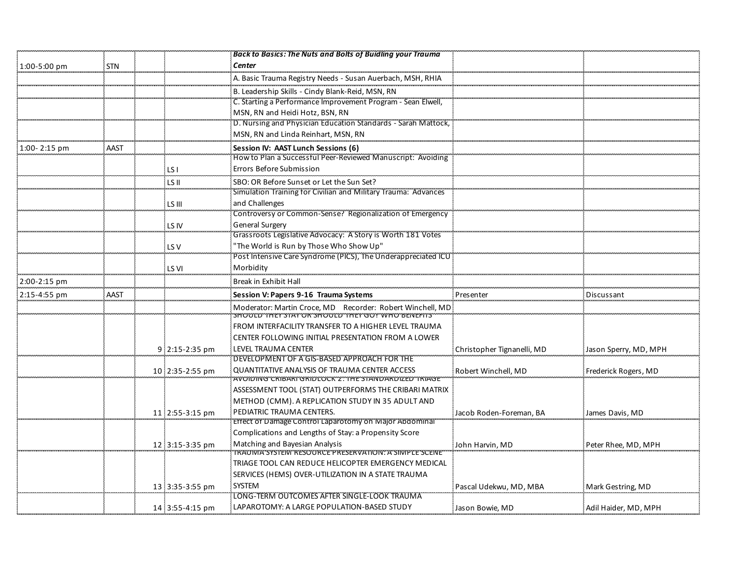| | | | | | | |
|---|---|---|---|---|---|---|
| 1:00-5:00 pm | STN | | | ***Back to Basics: The Nuts and Bolts of Buidling your Trauma Center*** | | |
| | | | | A. Basic Trauma Registry Needs - Susan Auerbach, MSH, RHIA | | |
| | | | | B. Leadership Skills - Cindy Blank-Reid, MSN, RN | | |
| | | | | C. Starting a Performance Improvement Program - Sean Elwell, MSN, RN and Heidi Hotz, BSN, RN | | |
| | | | | D. Nursing and Physician Education Standards - Sarah Mattock, MSN, RN and Linda Reinhart, MSN, RN | | |
| 1:00- 2:15 pm | AAST | | | **Session IV: AAST Lunch Sessions (6)** | | |
| | | | LS I | How to Plan a Successful Peer-Reviewed Manuscript: Avoiding Errors Before Submission | | |
| | | | LS II | SBO: OR Before Sunset or Let the Sun Set? | | |
| | | | LS III | Simulation Training for Civilian and Military Trauma: Advances and Challenges | | |
| | | | LS IV | Controversy or Common-Sense? Regionalization of Emergency General Surgery | | |
| | | | LS V | Grassroots Legislative Advocacy: A Story is Worth 181 Votes "The World is Run by Those Who Show Up" | | |
| | | | LS VI | Post Intensive Care Syndrome (PICS), The Underappreciated ICU Morbidity | | |
| 2:00-2:15 pm | | | | Break in Exhibit Hall | | |
| 2:15-4:55 pm | AAST | | | **Session V: Papers 9-16 Trauma Systems** | Presenter | Discussant |
| | | | | Moderator: Martin Croce, MD Recorder: Robert Winchell, MD | | |
| | | 9 | 2:15-2:35 pm | SHOULD THEY STAY OR SHOULD THEY GO? WHO BENEFITS FROM INTERFACILITY TRANSFER TO A HIGHER LEVEL TRAUMA CENTER FOLLOWING INITIAL PRESENTATION FROM A LOWER LEVEL TRAUMA CENTER | Christopher Tignanelli, MD | Jason Sperry, MD, MPH |
| | | 10 | 2:35-2:55 pm | DEVELOPMENT OF A GIS-BASED APPROACH FOR THE QUANTITATIVE ANALYSIS OF TRAUMA CENTER ACCESS | Robert Winchell, MD | Frederick Rogers, MD |
| | | 11 | 2:55-3:15 pm | AVOIDING CRIBARI GRIDLOCK 2: THE STANDARDIZED TRIAGE ASSESSMENT TOOL (STAT) OUTPERFORMS THE CRIBARI MATRIX METHOD (CMM). A REPLICATION STUDY IN 35 ADULT AND PEDIATRIC TRAUMA CENTERS. | Jacob Roden-Foreman, BA | James Davis, MD |
| | | 12 | 3:15-3:35 pm | Effect of Damage Control Laparotomy on Major Abdominal Complications and Lengths of Stay: a Propensity Score Matching and Bayesian Analysis | John Harvin, MD | Peter Rhee, MD, MPH |
| | | 13 | 3:35-3:55 pm | TRAUMA SYSTEM RESOURCE PRESERVATION: A SIMPLE SCENE TRIAGE TOOL CAN REDUCE HELICOPTER EMERGENCY MEDICAL SERVICES (HEMS) OVER-UTILIZATION IN A STATE TRAUMA SYSTEM | Pascal Udekwu, MD, MBA | Mark Gestring, MD |
| | | 14 | 3:55-4:15 pm | LONG-TERM OUTCOMES AFTER SINGLE-LOOK TRAUMA LAPAROTOMY: A LARGE POPULATION-BASED STUDY | Jason Bowie, MD | Adil Haider, MD, MPH |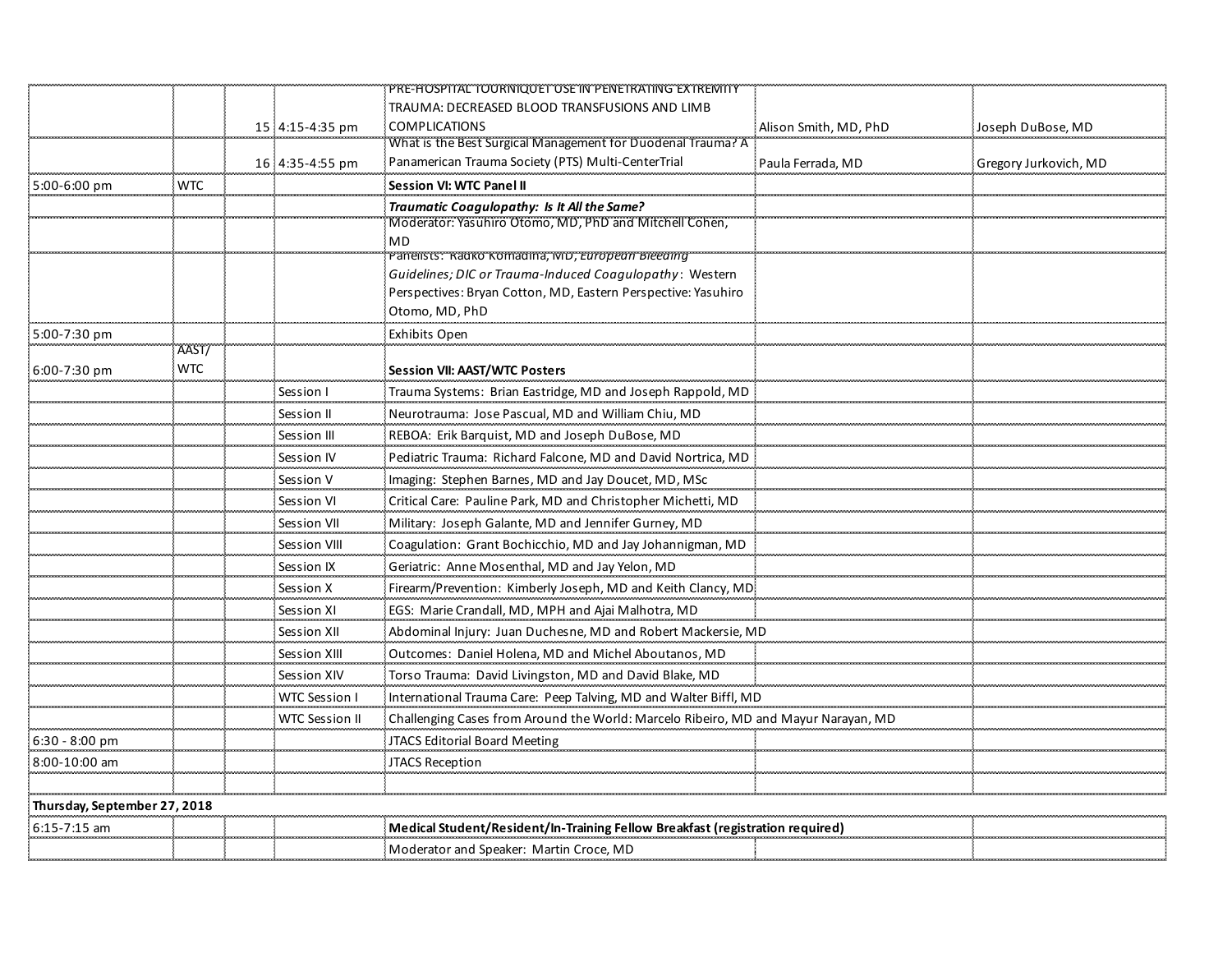| | | | | | | |
|---|---|---|---|---|---|---|
| | | 15 | 4:15-4:35 pm | PRE-HOSPITAL TOURNIQUET USE IN PENETRATING EXTREMITY TRAUMA: DECREASED BLOOD TRANSFUSIONS AND LIMB COMPLICATIONS | Alison Smith, MD, PhD | Joseph DuBose, MD |
| | | 16 | 4:35-4:55 pm | What is the Best Surgical Management for Duodenal Trauma? A Panamerican Trauma Society (PTS) Multi-CenterTrial | Paula Ferrada, MD | Gregory Jurkovich, MD |
| 5:00-6:00 pm | WTC | | | **Session VI: WTC Panel II** | | |
| | | | | ***Traumatic Coagulopathy: Is It All the Same?*** | | |
| | | | | Moderator: Yasuhiro Otomo, MD, PhD and Mitchell Cohen, MD | | |
| | | | | Panelists: Radko Komadina, MD, *European Bleeding Guidelines; DIC or Trauma-Induced Coagulopathy*: Western Perspectives: Bryan Cotton, MD, Eastern Perspective: Yasuhiro Otomo, MD, PhD | | |
| 5:00-7:30 pm | | | | Exhibits Open | | |
| 6:00-7:30 pm | AAST/ WTC | | | **Session VII: AAST/WTC Posters** | | |
| | | | Session I | Trauma Systems: Brian Eastridge, MD and Joseph Rappold, MD | | |
| | | | Session II | Neurotrauma: Jose Pascual, MD and William Chiu, MD | | |
| | | | Session III | REBOA: Erik Barquist, MD and Joseph DuBose, MD | | |
| | | | Session IV | Pediatric Trauma: Richard Falcone, MD and David Nortrica, MD | | |
| | | | Session V | Imaging: Stephen Barnes, MD and Jay Doucet, MD, MSc | | |
| | | | Session VI | Critical Care: Pauline Park, MD and Christopher Michetti, MD | | |
| | | | Session VII | Military: Joseph Galante, MD and Jennifer Gurney, MD | | |
| | | | Session VIII | Coagulation: Grant Bochicchio, MD and Jay Johannigman, MD | | |
| | | | Session IX | Geriatric: Anne Mosenthal, MD and Jay Yelon, MD | | |
| | | | Session X | Firearm/Prevention: Kimberly Joseph, MD and Keith Clancy, MD | | |
| | | | Session XI | EGS: Marie Crandall, MD, MPH and Ajai Malhotra, MD | | |
| | | | Session XII | Abdominal Injury: Juan Duchesne, MD and Robert Mackersie, MD | | |
| | | | Session XIII | Outcomes: Daniel Holena, MD and Michel Aboutanos, MD | | |
| | | | Session XIV | Torso Trauma: David Livingston, MD and David Blake, MD | | |
| | | | WTC Session I | International Trauma Care: Peep Talving, MD and Walter Biffl, MD | | |
| | | | WTC Session II | Challenging Cases from Around the World: Marcelo Ribeiro, MD and Mayur Narayan, MD | | |
| 6:30 - 8:00 pm | | | | JTACS Editorial Board Meeting | | |
| 8:00-10:00 am | | | | JTACS Reception | | |
| | | | | | | |
| **Thursday, September 27, 2018** | | | | | | |
| 6:15-7:15 am | | | | **Medical Student/Resident/In-Training Fellow Breakfast (registration required)** | | |
| | | | | Moderator and Speaker: Martin Croce, MD | | |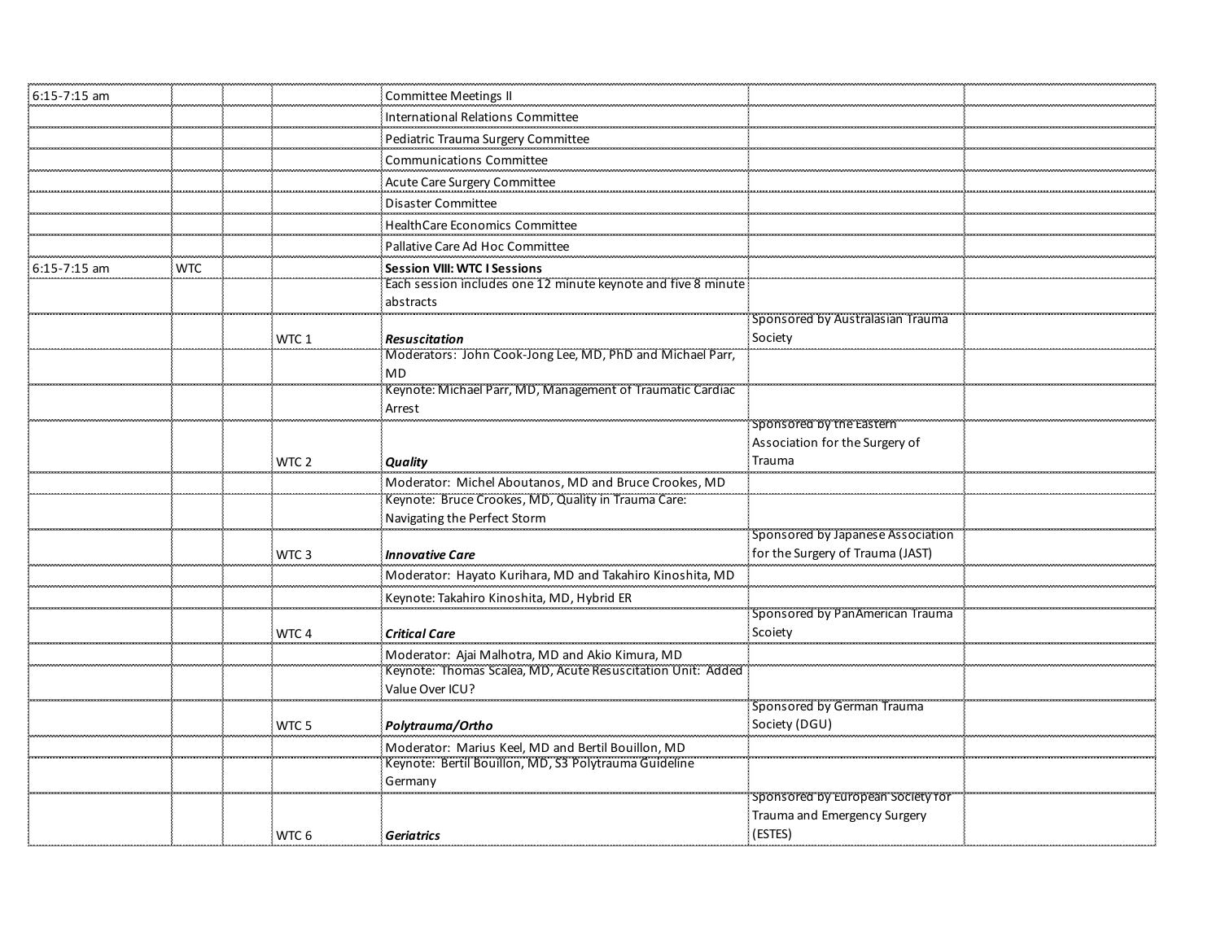| | | | | | | |
|---|---|---|---|---|---|---|
| 6:15-7:15 am | | | | Committee Meetings II | | |
| | | | | International Relations Committee | | |
| | | | | Pediatric Trauma Surgery Committee | | |
| | | | | Communications Committee | | |
| | | | | Acute Care Surgery Committee | | |
| | | | | Disaster Committee | | |
| | | | | HealthCare Economics Committee | | |
| | | | | Pallative Care Ad Hoc Committee | | |
| 6:15-7:15 am | WTC | | | **Session VIII: WTC I Sessions** | | |
| | | | | Each session includes one 12 minute keynote and five 8 minute abstracts | | |
| | | | WTC 1 | ***Resuscitation*** | Sponsored by Australasian Trauma Society | |
| | | | | Moderators: John Cook-Jong Lee, MD, PhD and Michael Parr, MD | | |
| | | | | Keynote: Michael Parr, MD, Management of Traumatic Cardiac Arrest | | |
| | | | WTC 2 | ***Quality*** | Sponsored by the Eastern Association for the Surgery of Trauma | |
| | | | | Moderator: Michel Aboutanos, MD and Bruce Crookes, MD | | |
| | | | | Keynote: Bruce Crookes, MD, Quality in Trauma Care: Navigating the Perfect Storm | | |
| | | | WTC 3 | ***Innovative Care*** | Sponsored by Japanese Association for the Surgery of Trauma (JAST) | |
| | | | | Moderator: Hayato Kurihara, MD and Takahiro Kinoshita, MD | | |
| | | | | Keynote: Takahiro Kinoshita, MD, Hybrid ER | | |
| | | | WTC 4 | ***Critical Care*** | Sponsored by PanAmerican Trauma Scoiety | |
| | | | | Moderator: Ajai Malhotra, MD and Akio Kimura, MD | | |
| | | | | Keynote: Thomas Scalea, MD, Acute Resuscitation Unit: Added Value Over ICU? | | |
| | | | WTC 5 | ***Polytrauma/Ortho*** | Sponsored by German Trauma Society (DGU) | |
| | | | | Moderator: Marius Keel, MD and Bertil Bouillon, MD | | |
| | | | | Keynote: Bertil Bouillon, MD, S3 Polytrauma Guideline Germany | | |
| | | | WTC 6 | ***Geriatrics*** | Sponsored by European Society for Trauma and Emergency Surgery (ESTES) | |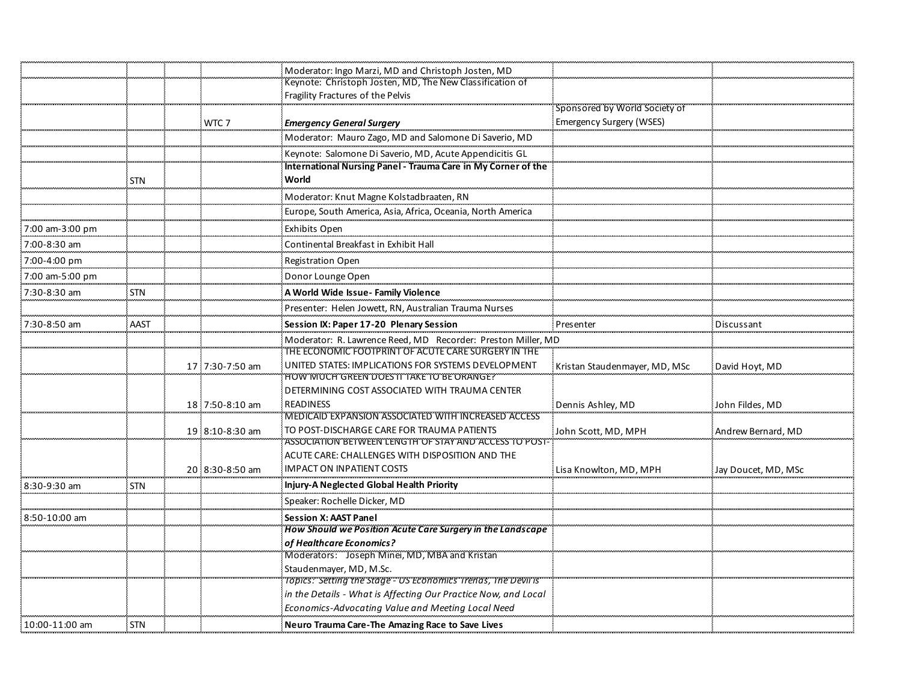| | | | | | | |
|---|---|---|---|---|---|---|
| | | | | Moderator: Ingo Marzi, MD and Christoph Josten, MD | | |
| | | | | Keynote: Christoph Josten, MD, The New Classification of Fragility Fractures of the Pelvis | | |
| | | | WTC 7 | ***Emergency General Surgery*** | Sponsored by World Society of Emergency Surgery (WSES) | |
| | | | | Moderator: Mauro Zago, MD and Salomone Di Saverio, MD | | |
| | | | | Keynote: Salomone Di Saverio, MD, Acute Appendicitis GL | | |
| | STN | | | **International Nursing Panel - Trauma Care in My Corner of the World** | | |
| | | | | Moderator: Knut Magne Kolstadbraaten, RN | | |
| | | | | Europe, South America, Asia, Africa, Oceania, North America | | |
| 7:00 am-3:00 pm | | | | Exhibits Open | | |
| 7:00-8:30 am | | | | Continental Breakfast in Exhibit Hall | | |
| 7:00-4:00 pm | | | | Registration Open | | |
| 7:00 am-5:00 pm | | | | Donor Lounge Open | | |
| 7:30-8:30 am | STN | | | **A World Wide Issue- Family Violence** | | |
| | | | | Presenter: Helen Jowett, RN, Australian Trauma Nurses | | |
| 7:30-8:50 am | AAST | | | **Session IX: Paper 17-20 Plenary Session** | Presenter | Discussant |
| | | | | Moderator: R. Lawrence Reed, MD Recorder: Preston Miller, MD | | |
| | | 17 | 7:30-7:50 am | THE ECONOMIC FOOTPRINT OF ACUTE CARE SURGERY IN THE UNITED STATES: IMPLICATIONS FOR SYSTEMS DEVELOPMENT | Kristan Staudenmayer, MD, MSc | David Hoyt, MD |
| | | 18 | 7:50-8:10 am | HOW MUCH GREEN DOES IT TAKE TO BE ORANGE? DETERMINING COST ASSOCIATED WITH TRAUMA CENTER READINESS | Dennis Ashley, MD | John Fildes, MD |
| | | 19 | 8:10-8:30 am | MEDICAID EXPANSION ASSOCIATED WITH INCREASED ACCESS TO POST-DISCHARGE CARE FOR TRAUMA PATIENTS | John Scott, MD, MPH | Andrew Bernard, MD |
| | | 20 | 8:30-8:50 am | ASSOCIATION BETWEEN LENGTH OF STAY AND ACCESS TO POST-ACUTE CARE: CHALLENGES WITH DISPOSITION AND THE IMPACT ON INPATIENT COSTS | Lisa Knowlton, MD, MPH | Jay Doucet, MD, MSc |
| 8:30-9:30 am | STN | | | **Injury-A Neglected Global Health Priority** | | |
| | | | | Speaker: Rochelle Dicker, MD | | |
| 8:50-10:00 am | | | | **Session X: AAST Panel** | | |
| | | | | ***How Should we Position Acute Care Surgery in the Landscape of Healthcare Economics?*** | | |
| | | | | Moderators: Joseph Minei, MD, MBA and Kristan Staudenmayer, MD, M.Sc. | | |
| | | | | *Topics: Setting the Stage - US Economics Trends, The Devil is in the Details - What is Affecting Our Practice Now, and Local Economics-Advocating Value and Meeting Local Need* | | |
| 10:00-11:00 am | STN | | | **Neuro Trauma Care-The Amazing Race to Save Lives** | | |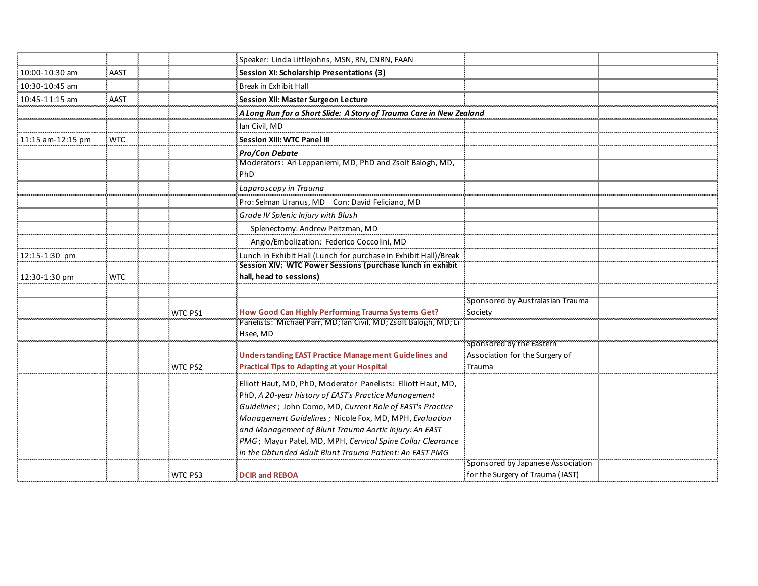| | | | | | | |
|---|---|---|---|---|---|---|
| | | | | Speaker: Linda Littlejohns, MSN, RN, CNRN, FAAN | | |
| 10:00-10:30 am | AAST | | | **Session XI: Scholarship Presentations (3)** | | |
| 10:30-10:45 am | | | | Break in Exhibit Hall | | |
| 10:45-11:15 am | AAST | | | **Session XII: Master Surgeon Lecture** | | |
| | | | | ***A Long Run for a Short Slide: A Story of Trauma Care in New Zealand*** | | |
| | | | | Ian Civil, MD | | |
| 11:15 am-12:15 pm | WTC | | | **Session XIII: WTC Panel III** | | |
| | | | | ***Pro/Con Debate*** | | |
| | | | | Moderators: Ari Leppaniemi, MD, PhD and Zsolt Balogh, MD, PhD | | |
| | | | | *Laparoscopy in Trauma* | | |
| | | | | Pro: Selman Uranus, MD Con: David Feliciano, MD | | |
| | | | | *Grade IV Splenic Injury with Blush* | | |
| | | | | Splenectomy: Andrew Peitzman, MD | | |
| | | | | Angio/Embolization: Federico Coccolini, MD | | |
| 12:15-1:30 pm | | | | Lunch in Exhibit Hall (Lunch for purchase in Exhibit Hall)/Break | | |
| 12:30-1:30 pm | WTC | | | **Session XIV: WTC Power Sessions (purchase lunch in exhibit hall, head to sessions)** | | |
| | | | | | | |
| | | | WTC PS1 | **How Good Can Highly Performing Trauma Systems Get?** | Sponsored by Australasian Trauma Society | |
| | | | | Panelists: Michael Parr, MD; Ian Civil, MD; Zsolt Balogh, MD; Li Hsee, MD | | |
| | | | WTC PS2 | **Understanding EAST Practice Management Guidelines and Practical Tips to Adapting at your Hospital** | Sponsored by the Eastern Association for the Surgery of Trauma | |
| | | | | Elliott Haut, MD, PhD, Moderator Panelists: Elliott Haut, MD, PhD, *A 20-year history of EAST's Practice Management Guidelines*; John Como, MD, *Current Role of EAST's Practice Management Guidelines*; Nicole Fox, MD, MPH, *Evaluation and Management of Blunt Trauma Aortic Injury: An EAST PMG*; Mayur Patel, MD, MPH, *Cervical Spine Collar Clearance in the Obtunded Adult Blunt Trauma Patient: An EAST PMG* | | |
| | | | WTC PS3 | **DCIR and REBOA** | Sponsored by Japanese Association for the Surgery of Trauma (JAST) | |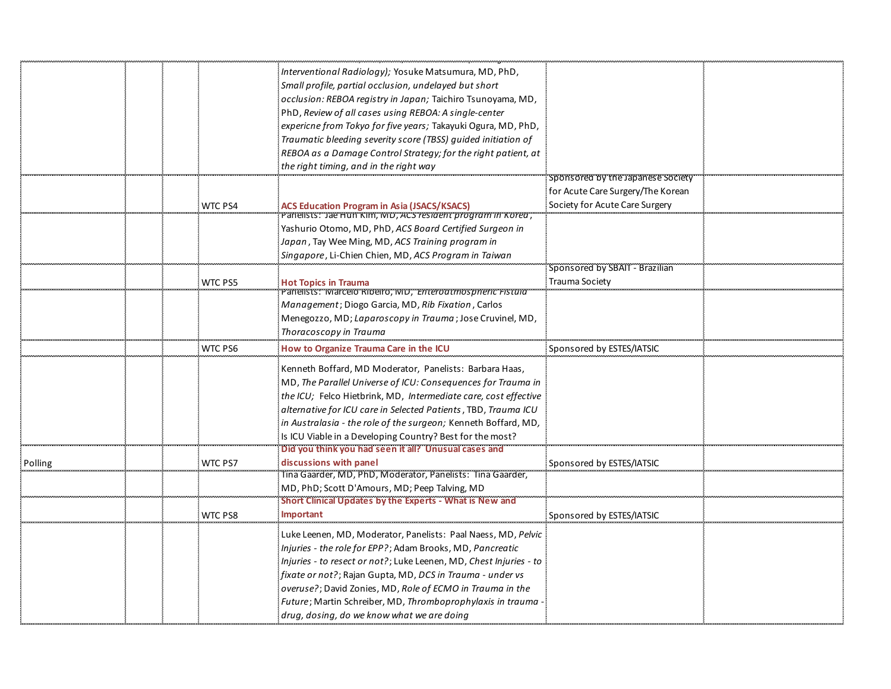| | | | | | | |
|---|---|---|---|---|---|---|
| | | | | *Interventional Radiology);* Yosuke Matsumura, MD, PhD, *Small profile, partial occlusion, undelayed but short occlusion: REBOA registry in Japan;* Taichiro Tsunoyama, MD, PhD, *Review of all cases using REBOA: A single-center expericne from Tokyo for five years;* Takayuki Ogura, MD, PhD, *Traumatic bleeding severity score (TBSS) guided initiation of REBOA as a Damage Control Strategy; for the right patient, at the right timing, and in the right way* | | |
| | | | WTC PS4 | **ACS Education Program in Asia (JSACS/KSACS)** | Sponsored by the Japanese Society for Acute Care Surgery/The Korean Society for Acute Care Surgery | |
| | | | | Panelists: Jae Hun Kim, MD, *ACS resident program in Korea*, Yashurio Otomo, MD, PhD, *ACS Board Certified Surgeon in Japan*, Tay Wee Ming, MD, *ACS Training program in Singapore*, Li-Chien Chien, MD, *ACS Program in Taiwan* | | |
| | | | WTC PS5 | **Hot Topics in Trauma** | Sponsored by SBAIT - Brazilian Trauma Society | |
| | | | | Panelists: Marcelo Ribeiro, MD, *Enteroatmospheric Fistula Management*; Diogo Garcia, MD, *Rib Fixation*, Carlos Menegozzo, MD; *Laparoscopy in Trauma*; Jose Cruvinel, MD, *Thoracoscopy in Trauma* | | |
| | | | WTC PS6 | **How to Organize Trauma Care in the ICU** | Sponsored by ESTES/IATSIC | |
| | | | | Kenneth Boffard, MD Moderator, Panelists: Barbara Haas, MD, *The Parallel Universe of ICU: Consequences for Trauma in the ICU;* Felco Hietbrink, MD, *Intermediate care, cost effective alternative for ICU care in Selected Patients*, TBD, *Trauma ICU in Australasia - the role of the surgeon;* Kenneth Boffard, MD, Is ICU Viable in a Developing Country? Best for the most? | | |
| Polling | | | WTC PS7 | **Did you think you had seen it all? Unusual cases and discussions with panel** | Sponsored by ESTES/IATSIC | |
| | | | | Tina Gaarder, MD, PhD, Moderator, Panelists: Tina Gaarder, MD, PhD; Scott D'Amours, MD; Peep Talving, MD | | |
| | | | WTC PS8 | **Short Clinical Updates by the Experts - What is New and Important** | Sponsored by ESTES/IATSIC | |
| | | | | Luke Leenen, MD, Moderator, Panelists: Paal Naess, MD, *Pelvic Injuries - the role for EPP?*; Adam Brooks, MD, *Pancreatic Injuries - to resect or not?*; Luke Leenen, MD, *Chest Injuries - to fixate or not?*; Rajan Gupta, MD, *DCS in Trauma - under vs overuse?*; David Zonies, MD, *Role of ECMO in Trauma in the Future*; Martin Schreiber, MD, *Thromboprophylaxis in trauma - drug, dosing, do we know what we are doing* | | |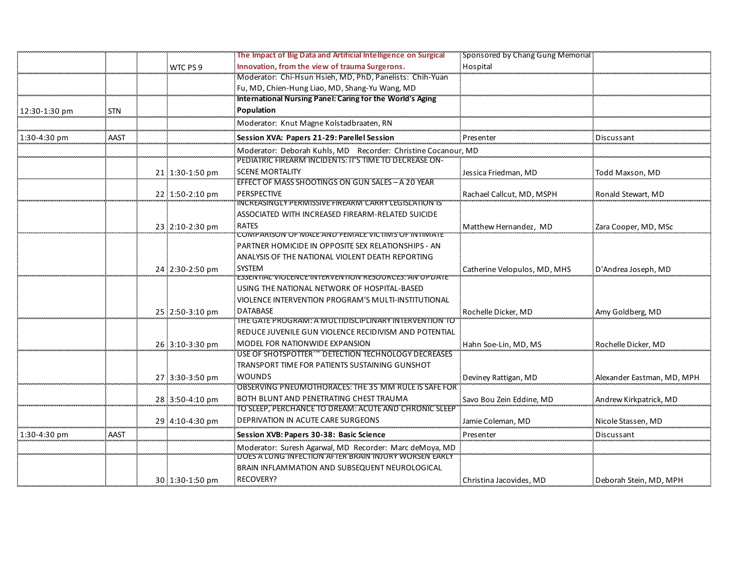| | | | | | | |
|---|---|---|---|---|---|---|
| | | | WTC PS 9 | **The Impact of Big Data and Artificial Intelligence on Surgical Innovation, from the view of trauma Surgerons.** | Sponsored by Chang Gung Memorial Hospital | |
| | | | | Moderator: Chi-Hsun Hsieh, MD, PhD, Panelists: Chih-Yuan Fu, MD, Chien-Hung Liao, MD, Shang-Yu Wang, MD | | |
| 12:30-1:30 pm | STN | | | **International Nursing Panel: Caring for the World's Aging Population** | | |
| | | | | Moderator: Knut Magne Kolstadbraaten, RN | | |
| 1:30-4:30 pm | AAST | | | **Session XVA: Papers 21-29: Parellel Session** | Presenter | Discussant |
| | | | | Moderator: Deborah Kuhls, MD Recorder: Christine Cocanour, MD | | |
| | | 21 | 1:30-1:50 pm | PEDIATRIC FIREARM INCIDENTS: IT'S TIME TO DECREASE ON-SCENE MORTALITY | Jessica Friedman, MD | Todd Maxson, MD |
| | | 22 | 1:50-2:10 pm | EFFECT OF MASS SHOOTINGS ON GUN SALES – A 20 YEAR PERSPECTIVE | Rachael Callcut, MD, MSPH | Ronald Stewart, MD |
| | | 23 | 2:10-2:30 pm | INCREASINGLY PERMISSIVE FIREARM CARRY LEGISLATION IS ASSOCIATED WITH INCREASED FIREARM-RELATED SUICIDE RATES | Matthew Hernandez, MD | Zara Cooper, MD, MSc |
| | | 24 | 2:30-2:50 pm | COMPARISON OF MALE AND FEMALE VICTIMS OF INTIMATE PARTNER HOMICIDE IN OPPOSITE SEX RELATIONSHIPS - AN ANALYSIS OF THE NATIONAL VIOLENT DEATH REPORTING SYSTEM | Catherine Velopulos, MD, MHS | D'Andrea Joseph, MD |
| | | 25 | 2:50-3:10 pm | ESSENTIAL VIOLENCE INTERVENTION RESOURCES: AN UPDATE USING THE NATIONAL NETWORK OF HOSPITAL-BASED VIOLENCE INTERVENTION PROGRAM'S MULTI-INSTITUTIONAL DATABASE | Rochelle Dicker, MD | Amy Goldberg, MD |
| | | 26 | 3:10-3:30 pm | THE GATE PROGRAM: A MULTIDISCIPLINARY INTERVENTION TO REDUCE JUVENILE GUN VIOLENCE RECIDIVISM AND POTENTIAL MODEL FOR NATIONWIDE EXPANSION | Hahn Soe-Lin, MD, MS | Rochelle Dicker, MD |
| | | 27 | 3:30-3:50 pm | USE OF SHOTSPOTTER™ DETECTION TECHNOLOGY DECREASES TRANSPORT TIME FOR PATIENTS SUSTAINING GUNSHOT WOUNDS | Deviney Rattigan, MD | Alexander Eastman, MD, MPH |
| | | 28 | 3:50-4:10 pm | OBSERVING PNEUMOTHORACES: THE 35 MM RULE IS SAFE FOR BOTH BLUNT AND PENETRATING CHEST TRAUMA | Savo Bou Zein Eddine, MD | Andrew Kirkpatrick, MD |
| | | 29 | 4:10-4:30 pm | TO SLEEP, PERCHANCE TO DREAM: ACUTE AND CHRONIC SLEEP DEPRIVATION IN ACUTE CARE SURGEONS | Jamie Coleman, MD | Nicole Stassen, MD |
| 1:30-4:30 pm | AAST | | | **Session XVB: Papers 30-38: Basic Science** | Presenter | Discussant |
| | | | | Moderator: Suresh Agarwal, MD Recorder: Marc deMoya, MD | | |
| | | 30 | 1:30-1:50 pm | DOES A LUNG INFECTION AFTER BRAIN INJURY WORSEN EARLY BRAIN INFLAMMATION AND SUBSEQUENT NEUROLOGICAL RECOVERY? | Christina Jacovides, MD | Deborah Stein, MD, MPH |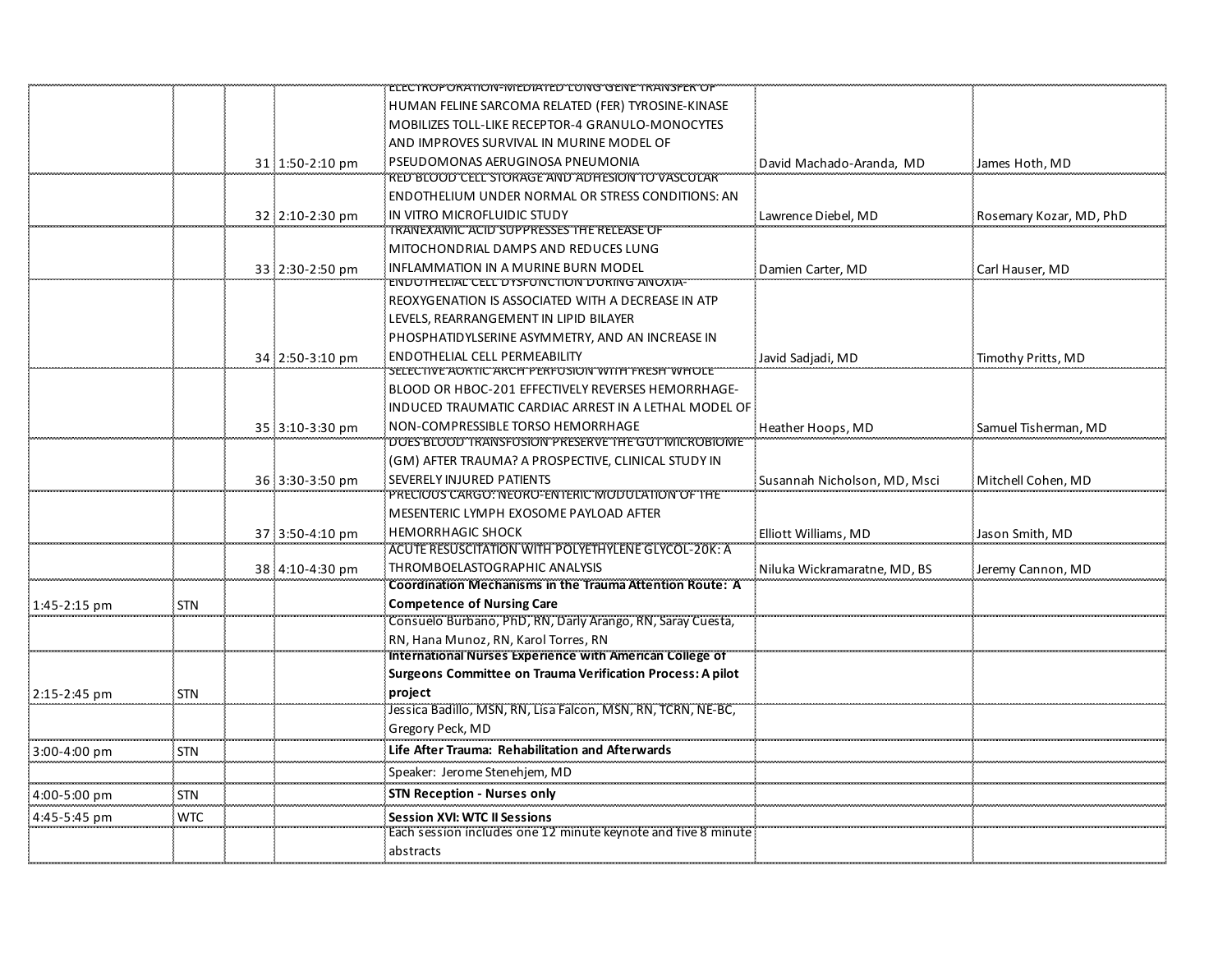| | | | | | | |
|---|---|---|---|---|---|---|
| | | | 31 | 1:50-2:10 pm | ELECTROPORATION-MEDIATED LUNG GENE TRANSFER OF HUMAN FELINE SARCOMA RELATED (FER) TYROSINE-KINASE MOBILIZES TOLL-LIKE RECEPTOR-4 GRANULO-MONOCYTES AND IMPROVES SURVIVAL IN MURINE MODEL OF PSEUDOMONAS AERUGINOSA PNEUMONIA | David Machado-Aranda, MD | James Hoth, MD |
| | | | 32 | 2:10-2:30 pm | RED BLOOD CELL STORAGE AND ADHESION TO VASCULAR ENDOTHELIUM UNDER NORMAL OR STRESS CONDITIONS: AN IN VITRO MICROFLUIDIC STUDY | Lawrence Diebel, MD | Rosemary Kozar, MD, PhD |
| | | | 33 | 2:30-2:50 pm | TRANEXAMIC ACID SUPPRESSES THE RELEASE OF MITOCHONDRIAL DAMPS AND REDUCES LUNG INFLAMMATION IN A MURINE BURN MODEL | Damien Carter, MD | Carl Hauser, MD |
| | | | 34 | 2:50-3:10 pm | ENDOTHELIAL CELL DYSFUNCTION DURING ANOXIA-REOXYGENATION IS ASSOCIATED WITH A DECREASE IN ATP LEVELS, REARRANGEMENT IN LIPID BILAYER PHOSPHATIDYLSERINE ASYMMETRY, AND AN INCREASE IN ENDOTHELIAL CELL PERMEABILITY | Javid Sadjadi, MD | Timothy Pritts, MD |
| | | | 35 | 3:10-3:30 pm | SELECTIVE AORTIC ARCH PERFUSION WITH FRESH WHOLE BLOOD OR HBOC-201 EFFECTIVELY REVERSES HEMORRHAGE-INDUCED TRAUMATIC CARDIAC ARREST IN A LETHAL MODEL OF NON-COMPRESSIBLE TORSO HEMORRHAGE | Heather Hoops, MD | Samuel Tisherman, MD |
| | | | 36 | 3:30-3:50 pm | DOES BLOOD TRANSFUSION PRESERVE THE GUT MICROBIOME (GM) AFTER TRAUMA? A PROSPECTIVE, CLINICAL STUDY IN SEVERELY INJURED PATIENTS | Susannah Nicholson, MD, Msci | Mitchell Cohen, MD |
| | | | 37 | 3:50-4:10 pm | PRECIOUS CARGO: NEURO-ENTERIC MODULATION OF THE MESENTERIC LYMPH EXOSOME PAYLOAD AFTER HEMORRHAGIC SHOCK | Elliott Williams, MD | Jason Smith, MD |
| | | | 38 | 4:10-4:30 pm | ACUTE RESUSCITATION WITH POLYETHYLENE GLYCOL-20K: A THROMBOELASTOGRAPHIC ANALYSIS | Niluka Wickramaratne, MD, BS | Jeremy Cannon, MD |
| 1:45-2:15 pm | STN | | | | **Coordination Mechanisms in the Trauma Attention Route: A Competence of Nursing Care** | | |
| | | | | | Consuelo Burbano, PhD, RN, Darly Arango, RN, Saray Cuesta, RN, Hana Munoz, RN, Karol Torres, RN | | |
| 2:15-2:45 pm | STN | | | | **International Nurses Experience with American College of Surgeons Committee on Trauma Verification Process: A pilot project** | | |
| | | | | | Jessica Badillo, MSN, RN, Lisa Falcon, MSN, RN, TCRN, NE-BC, Gregory Peck, MD | | |
| 3:00-4:00 pm | STN | | | | **Life After Trauma: Rehabilitation and Afterwards** | | |
| | | | | | Speaker: Jerome Stenehjem, MD | | |
| 4:00-5:00 pm | STN | | | | **STN Reception - Nurses only** | | |
| 4:45-5:45 pm | WTC | | | | **Session XVI: WTC II Sessions** | | |
| | | | | | Each session includes one 12 minute keynote and five 8 minute abstracts | | |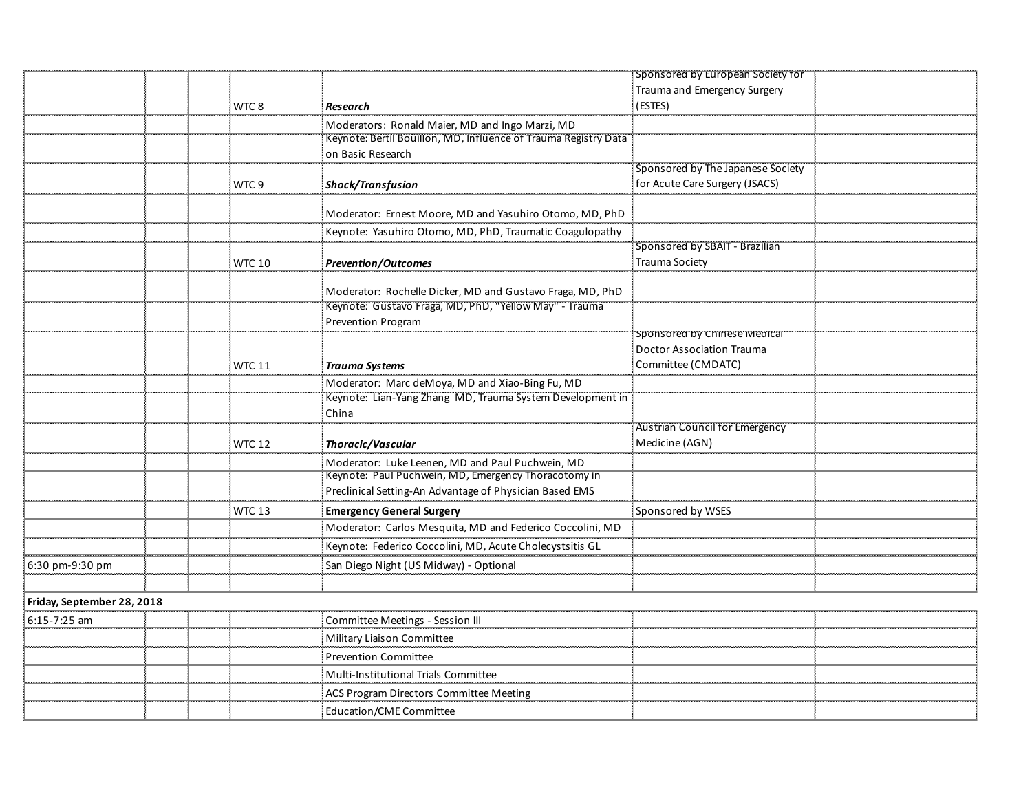| | | | | | | |
|---|---|---|---|---|---|---|
| | | | WTC 8 | ***Research*** | Sponsored by European Society for Trauma and Emergency Surgery (ESTES) | |
| | | | | Moderators: Ronald Maier, MD and Ingo Marzi, MD | | |
| | | | | Keynote: Bertil Bouillon, MD, Influence of Trauma Registry Data on Basic Research | | |
| | | | WTC 9 | ***Shock/Transfusion*** | Sponsored by The Japanese Society for Acute Care Surgery (JSACS) | |
| | | | | Moderator: Ernest Moore, MD and Yasuhiro Otomo, MD, PhD | | |
| | | | | Keynote: Yasuhiro Otomo, MD, PhD, Traumatic Coagulopathy | | |
| | | | WTC 10 | ***Prevention/Outcomes*** | Sponsored by SBAIT - Brazilian Trauma Society | |
| | | | | Moderator: Rochelle Dicker, MD and Gustavo Fraga, MD, PhD | | |
| | | | | Keynote: Gustavo Fraga, MD, PhD, "Yellow May" - Trauma Prevention Program | | |
| | | | WTC 11 | ***Trauma Systems*** | Sponsored by Chinese Medical Doctor Association Trauma Committee (CMDATC) | |
| | | | | Moderator: Marc deMoya, MD and Xiao-Bing Fu, MD | | |
| | | | | Keynote: Lian-Yang Zhang MD, Trauma System Development in China | | |
| | | | WTC 12 | ***Thoracic/Vascular*** | Austrian Council for Emergency Medicine (AGN) | |
| | | | | Moderator: Luke Leenen, MD and Paul Puchwein, MD | | |
| | | | | Keynote: Paul Puchwein, MD, Emergency Thoracotomy in Preclinical Setting-An Advantage of Physician Based EMS | | |
| | | | WTC 13 | **Emergency General Surgery** | Sponsored by WSES | |
| | | | | Moderator: Carlos Mesquita, MD and Federico Coccolini, MD | | |
| | | | | Keynote: Federico Coccolini, MD, Acute Cholecystsitis GL | | |
| 6:30 pm-9:30 pm | | | | San Diego Night (US Midway) - Optional | | |
| | | | | | | |
| **Friday, September 28, 2018** | | | | | | |
| 6:15-7:25 am | | | | Committee Meetings - Session III | | |
| | | | | Military Liaison Committee | | |
| | | | | Prevention Committee | | |
| | | | | Multi-Institutional Trials Committee | | |
| | | | | ACS Program Directors Committee Meeting | | |
| | | | | Education/CME Committee | | |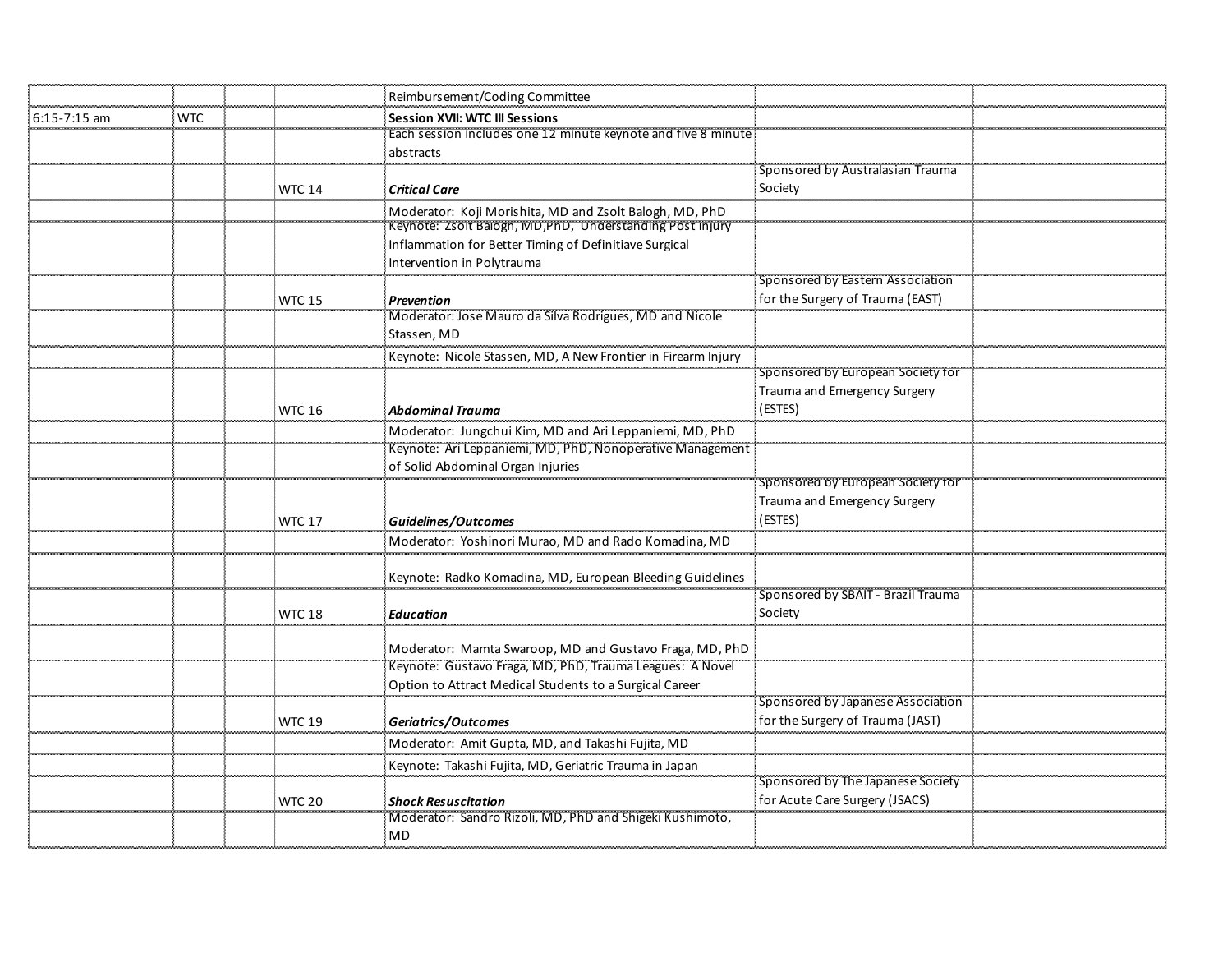| | | | | | | |
|---|---|---|---|---|---|---|
| | | | | Reimbursement/Coding Committee | | |
| 6:15-7:15 am | WTC | | | **Session XVII: WTC III Sessions** | | |
| | | | | Each session includes one 12 minute keynote and five 8 minute abstracts | | |
| | | | WTC 14 | ***Critical Care*** | Sponsored by Australasian Trauma Society | |
| | | | | Moderator: Koji Morishita, MD and Zsolt Balogh, MD, PhD | | |
| | | | | Keynote: Zsolt Balogh, MD,PhD, Understanding Post Injury Inflammation for Better Timing of Definitiave Surgical Intervention in Polytrauma | | |
| | | | WTC 15 | ***Prevention*** | Sponsored by Eastern Association for the Surgery of Trauma (EAST) | |
| | | | | Moderator: Jose Mauro da Silva Rodrigues, MD and Nicole Stassen, MD | | |
| | | | | Keynote: Nicole Stassen, MD, A New Frontier in Firearm Injury | | |
| | | | WTC 16 | ***Abdominal Trauma*** | Sponsored by European Society for Trauma and Emergency Surgery (ESTES) | |
| | | | | Moderator: Jungchui Kim, MD and Ari Leppaniemi, MD, PhD | | |
| | | | | Keynote: Ari Leppaniemi, MD, PhD, Nonoperative Management of Solid Abdominal Organ Injuries | | |
| | | | WTC 17 | ***Guidelines/Outcomes*** | Sponsored by European Society for Trauma and Emergency Surgery (ESTES) | |
| | | | | Moderator: Yoshinori Murao, MD and Rado Komadina, MD | | |
| | | | | Keynote: Radko Komadina, MD, European Bleeding Guidelines | | |
| | | | WTC 18 | ***Education*** | Sponsored by SBAIT - Brazil Trauma Society | |
| | | | | Moderator: Mamta Swaroop, MD and Gustavo Fraga, MD, PhD | | |
| | | | | Keynote: Gustavo Fraga, MD, PhD, Trauma Leagues: A Novel Option to Attract Medical Students to a Surgical Career | | |
| | | | WTC 19 | ***Geriatrics/Outcomes*** | Sponsored by Japanese Association for the Surgery of Trauma (JAST) | |
| | | | | Moderator: Amit Gupta, MD, and Takashi Fujita, MD | | |
| | | | | Keynote: Takashi Fujita, MD, Geriatric Trauma in Japan | | |
| | | | WTC 20 | ***Shock Resuscitation*** | Sponsored by The Japanese Society for Acute Care Surgery (JSACS) | |
| | | | | Moderator: Sandro Rizoli, MD, PhD and Shigeki Kushimoto, MD | | |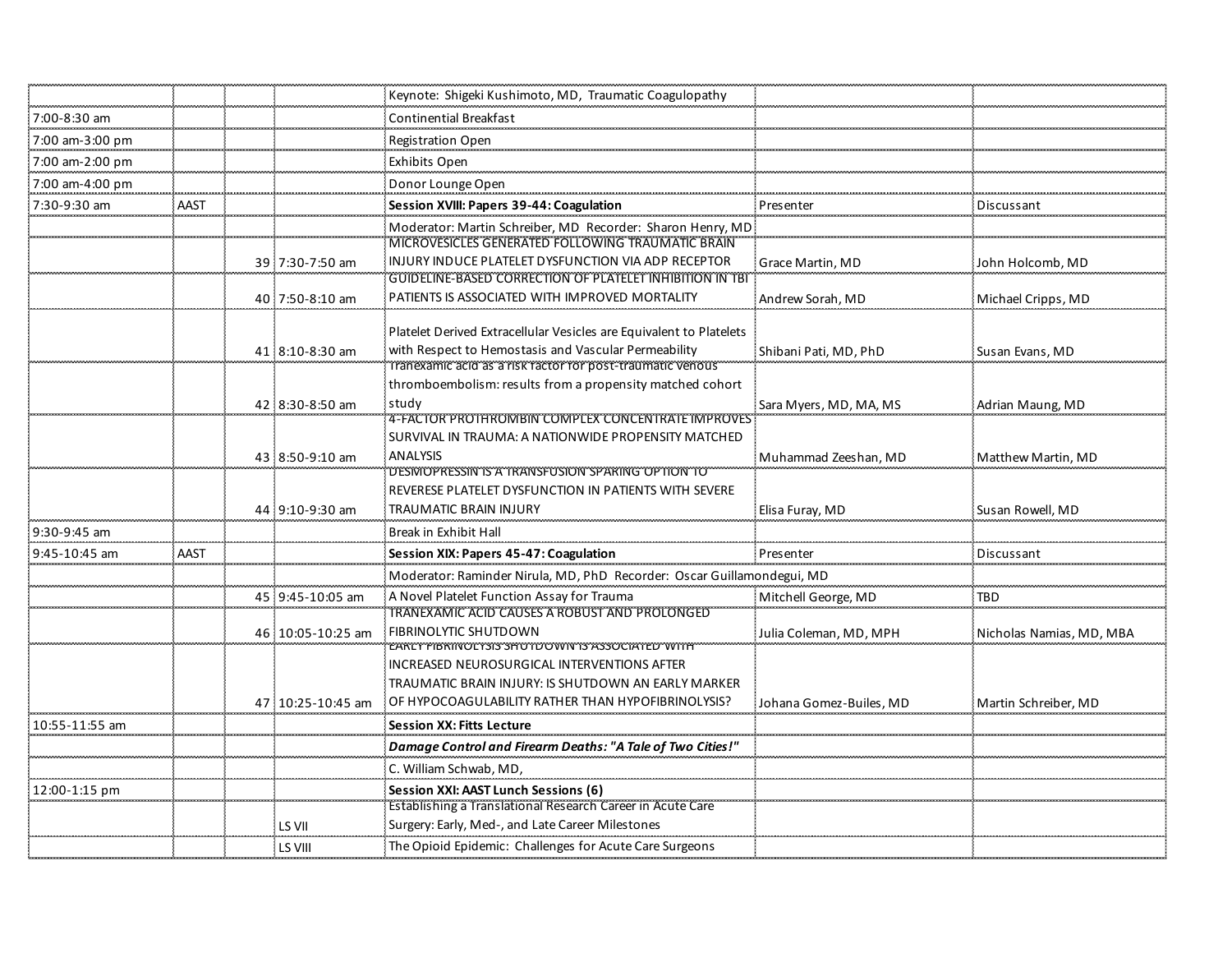| | | | | | | |
|---|---|---|---|---|---|---|
| | | | | Keynote: Shigeki Kushimoto, MD, Traumatic Coagulopathy | | |
| 7:00-8:30 am | | | | Continential Breakfast | | |
| 7:00 am-3:00 pm | | | | Registration Open | | |
| 7:00 am-2:00 pm | | | | Exhibits Open | | |
| 7:00 am-4:00 pm | | | | Donor Lounge Open | | |
| 7:30-9:30 am | AAST | | | **Session XVIII: Papers 39-44: Coagulation** | Presenter | Discussant |
| | | | | Moderator: Martin Schreiber, MD Recorder: Sharon Henry, MD | | |
| | | 39 | 7:30-7:50 am | MICROVESICLES GENERATED FOLLOWING TRAUMATIC BRAIN INJURY INDUCE PLATELET DYSFUNCTION VIA ADP RECEPTOR | Grace Martin, MD | John Holcomb, MD |
| | | 40 | 7:50-8:10 am | GUIDELINE-BASED CORRECTION OF PLATELET INHIBITION IN TBI PATIENTS IS ASSOCIATED WITH IMPROVED MORTALITY | Andrew Sorah, MD | Michael Cripps, MD |
| | | 41 | 8:10-8:30 am | Platelet Derived Extracellular Vesicles are Equivalent to Platelets with Respect to Hemostasis and Vascular Permeability | Shibani Pati, MD, PhD | Susan Evans, MD |
| | | 42 | 8:30-8:50 am | Tranexamic acid as a risk factor for post-traumatic venous thromboembolism: results from a propensity matched cohort study | Sara Myers, MD, MA, MS | Adrian Maung, MD |
| | | 43 | 8:50-9:10 am | 4-FACTOR PROTHROMBIN COMPLEX CONCENTRATE IMPROVES SURVIVAL IN TRAUMA: A NATIONWIDE PROPENSITY MATCHED ANALYSIS | Muhammad Zeeshan, MD | Matthew Martin, MD |
| | | 44 | 9:10-9:30 am | DESMOPRESSIN IS A TRANSFUSION SPARING OPTION TO REVERESE PLATELET DYSFUNCTION IN PATIENTS WITH SEVERE TRAUMATIC BRAIN INJURY | Elisa Furay, MD | Susan Rowell, MD |
| 9:30-9:45 am | | | | Break in Exhibit Hall | | |
| 9:45-10:45 am | AAST | | | **Session XIX: Papers 45-47: Coagulation** | Presenter | Discussant |
| | | | | Moderator: Raminder Nirula, MD, PhD Recorder: Oscar Guillamondegui, MD | | |
| | | 45 | 9:45-10:05 am | A Novel Platelet Function Assay for Trauma | Mitchell George, MD | TBD |
| | | 46 | 10:05-10:25 am | TRANEXAMIC ACID CAUSES A ROBUST AND PROLONGED FIBRINOLYTIC SHUTDOWN | Julia Coleman, MD, MPH | Nicholas Namias, MD, MBA |
| | | 47 | 10:25-10:45 am | EARLY FIBRINOLYSIS SHUTDOWN IS ASSOCIATED WITH INCREASED NEUROSURGICAL INTERVENTIONS AFTER TRAUMATIC BRAIN INJURY: IS SHUTDOWN AN EARLY MARKER OF HYPOCOAGULABILITY RATHER THAN HYPOFIBRINOLYSIS? | Johana Gomez-Builes, MD | Martin Schreiber, MD |
| 10:55-11:55 am | | | | **Session XX: Fitts Lecture** | | |
| | | | | ***Damage Control and Firearm Deaths: "A Tale of Two Cities!"*** | | |
| | | | | C. William Schwab, MD, | | |
| 12:00-1:15 pm | | | | **Session XXI: AAST Lunch Sessions (6)** | | |
| | | | LS VII | Establishing a Translational Research Career in Acute Care Surgery: Early, Med-, and Late Career Milestones | | |
| | | | LS VIII | The Opioid Epidemic: Challenges for Acute Care Surgeons | | |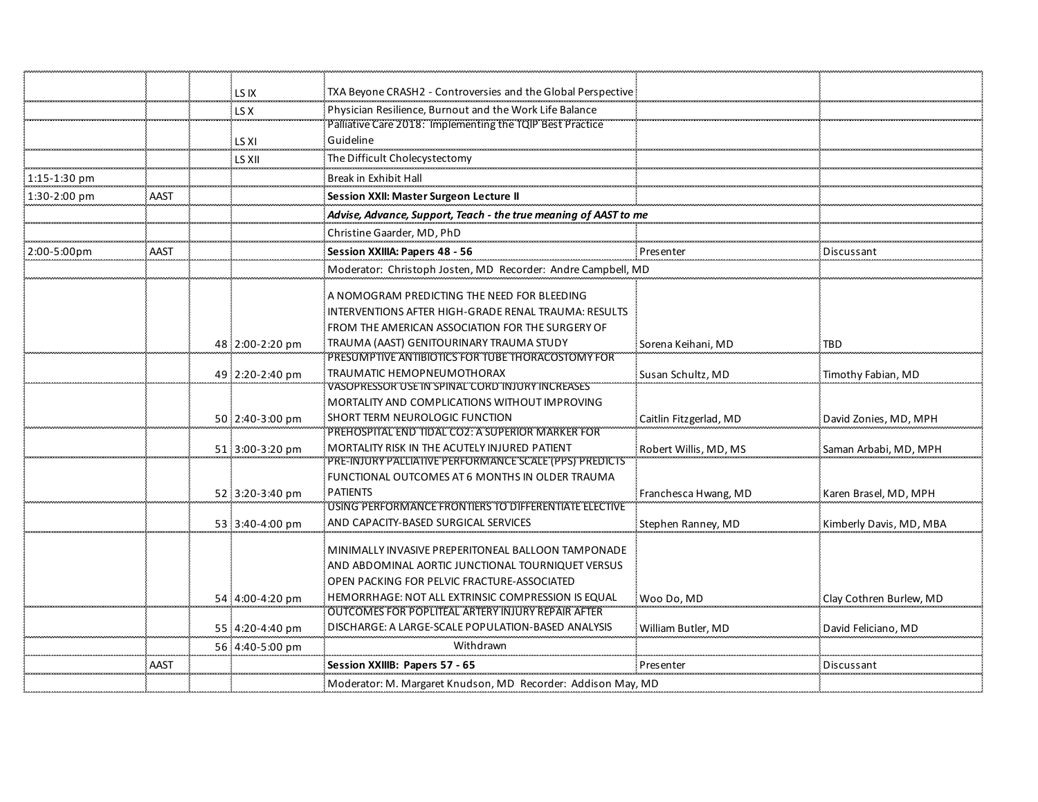| | | | | | | |
|---|---|---|---|---|---|---|
| | | | LS IX | TXA Beyone CRASH2 - Controversies and the Global Perspective | | |
| | | | LS X | Physician Resilience, Burnout and the Work Life Balance | | |
| | | | LS XI | Palliative Care 2018: Implementing the TQIP Best Practice Guideline | | |
| | | | LS XII | The Difficult Cholecystectomy | | |
| 1:15-1:30 pm | | | | Break in Exhibit Hall | | |
| 1:30-2:00 pm | AAST | | | **Session XXII: Master Surgeon Lecture II** | | |
| | | | | ***Advise, Advance, Support, Teach - the true meaning of AAST to me*** | | |
| | | | | Christine Gaarder, MD, PhD | | |
| 2:00-5:00pm | AAST | | | **Session XXIIIA: Papers 48 - 56** | Presenter | Discussant |
| | | | | Moderator: Christoph Josten, MD Recorder: Andre Campbell, MD | | |
| | | 48 | 2:00-2:20 pm | A NOMOGRAM PREDICTING THE NEED FOR BLEEDING INTERVENTIONS AFTER HIGH-GRADE RENAL TRAUMA: RESULTS FROM THE AMERICAN ASSOCIATION FOR THE SURGERY OF TRAUMA (AAST) GENITOURINARY TRAUMA STUDY | Sorena Keihani, MD | TBD |
| | | 49 | 2:20-2:40 pm | PRESUMPTIVE ANTIBIOTICS FOR TUBE THORACOSTOMY FOR TRAUMATIC HEMOPNEUMOTHORAX | Susan Schultz, MD | Timothy Fabian, MD |
| | | 50 | 2:40-3:00 pm | VASOPRESSOR USE IN SPINAL CORD INJURY INCREASES MORTALITY AND COMPLICATIONS WITHOUT IMPROVING SHORT TERM NEUROLOGIC FUNCTION | Caitlin Fitzgerlad, MD | David Zonies, MD, MPH |
| | | 51 | 3:00-3:20 pm | PREHOSPITAL END TIDAL CO2: A SUPERIOR MARKER FOR MORTALITY RISK IN THE ACUTELY INJURED PATIENT | Robert Willis, MD, MS | Saman Arbabi, MD, MPH |
| | | 52 | 3:20-3:40 pm | PRE-INJURY PALLIATIVE PERFORMANCE SCALE (PPS) PREDICTS FUNCTIONAL OUTCOMES AT 6 MONTHS IN OLDER TRAUMA PATIENTS | Franchesca Hwang, MD | Karen Brasel, MD, MPH |
| | | 53 | 3:40-4:00 pm | USING PERFORMANCE FRONTIERS TO DIFFERENTIATE ELECTIVE AND CAPACITY-BASED SURGICAL SERVICES | Stephen Ranney, MD | Kimberly Davis, MD, MBA |
| | | 54 | 4:00-4:20 pm | MINIMALLY INVASIVE PREPERITONEAL BALLOON TAMPONADE AND ABDOMINAL AORTIC JUNCTIONAL TOURNIQUET VERSUS OPEN PACKING FOR PELVIC FRACTURE-ASSOCIATED HEMORRHAGE: NOT ALL EXTRINSIC COMPRESSION IS EQUAL | Woo Do, MD | Clay Cothren Burlew, MD |
| | | 55 | 4:20-4:40 pm | OUTCOMES FOR POPLITEAL ARTERY INJURY REPAIR AFTER DISCHARGE: A LARGE-SCALE POPULATION-BASED ANALYSIS | William Butler, MD | David Feliciano, MD |
| | | 56 | 4:40-5:00 pm | Withdrawn | | |
| | AAST | | | **Session XXIIIB: Papers 57 - 65** | Presenter | Discussant |
| | | | | Moderator: M. Margaret Knudson, MD Recorder: Addison May, MD | | |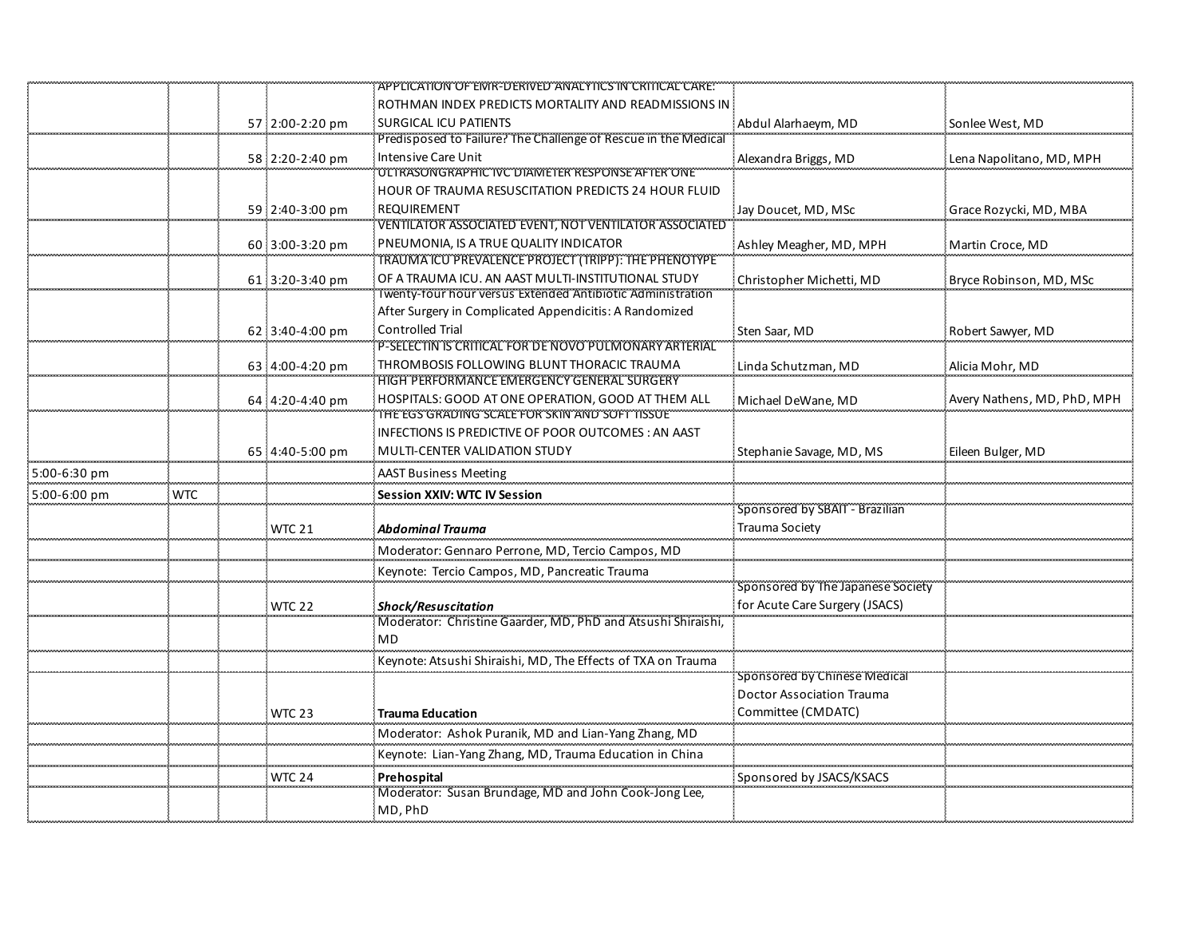| | | | | | | |
|---|---|---|---|---|---|---|
| | | 57 | 2:00-2:20 pm | APPLICATION OF EMR-DERIVED ANALYTICS IN CRITICAL CARE: ROTHMAN INDEX PREDICTS MORTALITY AND READMISSIONS IN SURGICAL ICU PATIENTS | Abdul Alarhaeym, MD | Sonlee West, MD |
| | | 58 | 2:20-2:40 pm | Predisposed to Failure? The Challenge of Rescue in the Medical Intensive Care Unit | Alexandra Briggs, MD | Lena Napolitano, MD, MPH |
| | | 59 | 2:40-3:00 pm | ULTRASONGRAPHIC IVC DIAMETER RESPONSE AFTER ONE HOUR OF TRAUMA RESUSCITATION PREDICTS 24 HOUR FLUID REQUIREMENT | Jay Doucet, MD, MSc | Grace Rozycki, MD, MBA |
| | | 60 | 3:00-3:20 pm | VENTILATOR ASSOCIATED EVENT, NOT VENTILATOR ASSOCIATED PNEUMONIA, IS A TRUE QUALITY INDICATOR | Ashley Meagher, MD, MPH | Martin Croce, MD |
| | | 61 | 3:20-3:40 pm | TRAUMA ICU PREVALENCE PROJECT (TRIPP): THE PHENOTYPE OF A TRAUMA ICU. AN AAST MULTI-INSTITUTIONAL STUDY | Christopher Michetti, MD | Bryce Robinson, MD, MSc |
| | | 62 | 3:40-4:00 pm | Twenty-four hour versus Extended Antibiotic Administration After Surgery in Complicated Appendicitis: A Randomized Controlled Trial | Sten Saar, MD | Robert Sawyer, MD |
| | | 63 | 4:00-4:20 pm | P-SELECTIN IS CRITICAL FOR DE NOVO PULMONARY ARTERIAL THROMBOSIS FOLLOWING BLUNT THORACIC TRAUMA | Linda Schutzman, MD | Alicia Mohr, MD |
| | | 64 | 4:20-4:40 pm | HIGH PERFORMANCE EMERGENCY GENERAL SURGERY HOSPITALS: GOOD AT ONE OPERATION, GOOD AT THEM ALL | Michael DeWane, MD | Avery Nathens, MD, PhD, MPH |
| | | 65 | 4:40-5:00 pm | THE EGS GRADING SCALE FOR SKIN AND SOFT TISSUE INFECTIONS IS PREDICTIVE OF POOR OUTCOMES : AN AAST MULTI-CENTER VALIDATION STUDY | Stephanie Savage, MD, MS | Eileen Bulger, MD |
| 5:00-6:30 pm | | | | AAST Business Meeting | | |
| 5:00-6:00 pm | WTC | | | **Session XXIV: WTC IV Session** | | |
| | | | WTC 21 | ***Abdominal Trauma*** | Sponsored by SBAIT - Brazilian Trauma Society | |
| | | | | Moderator: Gennaro Perrone, MD, Tercio Campos, MD | | |
| | | | | Keynote: Tercio Campos, MD, Pancreatic Trauma | | |
| | | | WTC 22 | ***Shock/Resuscitation*** | Sponsored by The Japanese Society for Acute Care Surgery (JSACS) | |
| | | | | Moderator: Christine Gaarder, MD, PhD and Atsushi Shiraishi, MD | | |
| | | | | Keynote: Atsushi Shiraishi, MD, The Effects of TXA on Trauma | | |
| | | | WTC 23 | **Trauma Education** | Sponsored by Chinese Medical Doctor Association Trauma Committee (CMDATC) | |
| | | | | Moderator: Ashok Puranik, MD and Lian-Yang Zhang, MD | | |
| | | | | Keynote: Lian-Yang Zhang, MD, Trauma Education in China | | |
| | | | WTC 24 | **Prehospital** | Sponsored by JSACS/KSACS | |
| | | | | Moderator: Susan Brundage, MD and John Cook-Jong Lee, MD, PhD | | |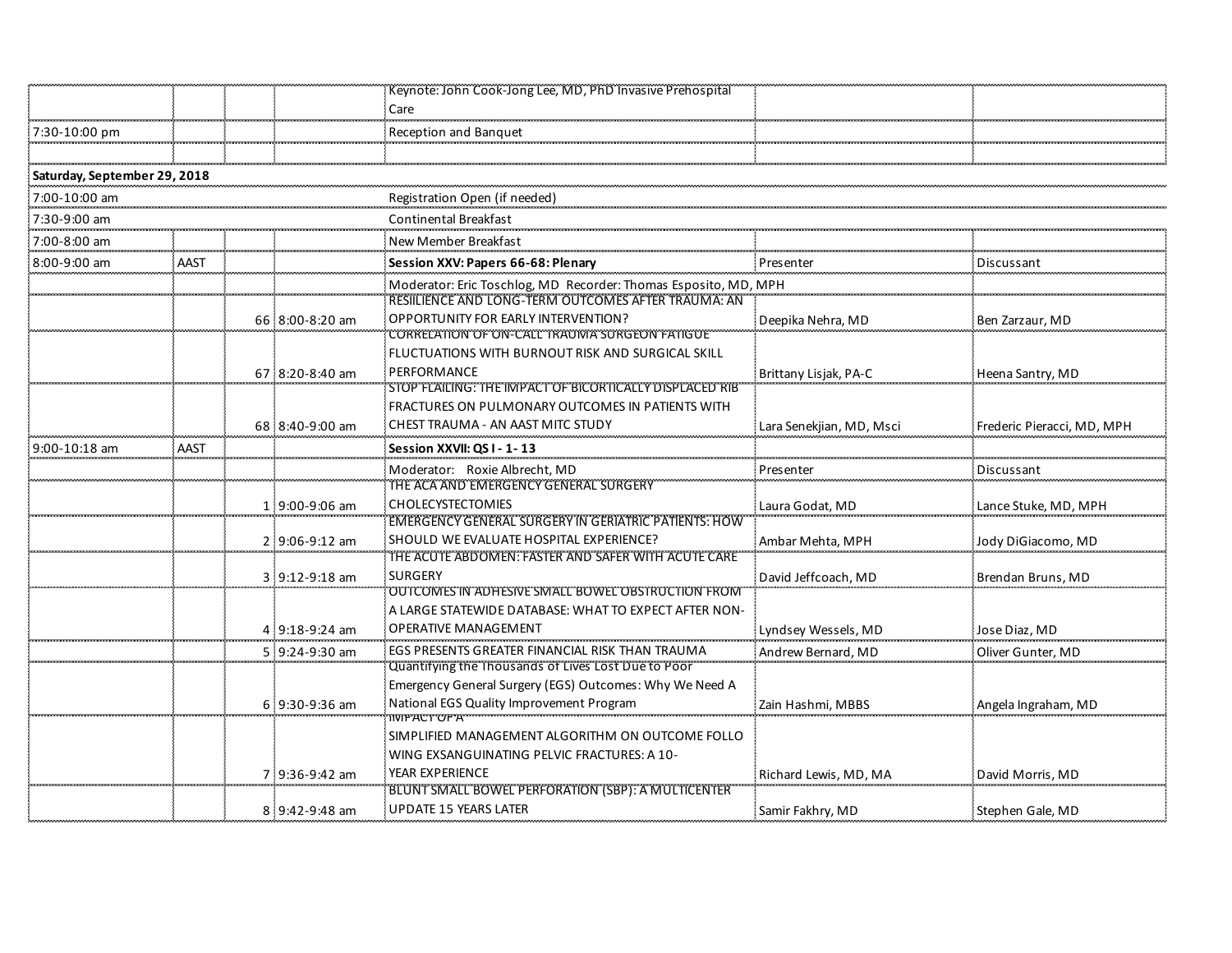| | | | | | | |
|---|---|---|---|---|---|---|
| | | | | Keynote: John Cook-Jong Lee, MD, PhD Invasive Prehospital Care | | |
| 7:30-10:00 pm | | | | Reception and Banquet | | |
| | | | | | | |
| **Saturday, September 29, 2018** | | | | | | |
| 7:00-10:00 am | | | | Registration Open (if needed) | | |
| 7:30-9:00 am | | | | Continental Breakfast | | |
| 7:00-8:00 am | | | | New Member Breakfast | | |
| 8:00-9:00 am | AAST | | | **Session XXV: Papers 66-68: Plenary** | Presenter | Discussant |
| | | | | Moderator: Eric Toschlog, MD Recorder: Thomas Esposito, MD, MPH | | |
| | | 66 | 8:00-8:20 am | RESILIENCE AND LONG-TERM OUTCOMES AFTER TRAUMA: AN OPPORTUNITY FOR EARLY INTERVENTION? | Deepika Nehra, MD | Ben Zarzaur, MD |
| | | 67 | 8:20-8:40 am | CORRELATION OF ON-CALL TRAUMA SURGEON FATIGUE FLUCTUATIONS WITH BURNOUT RISK AND SURGICAL SKILL PERFORMANCE | Brittany Lisjak, PA-C | Heena Santry, MD |
| | | 68 | 8:40-9:00 am | STOP FLAILING: THE IMPACT OF BICORTICALLY DISPLACED RIB FRACTURES ON PULMONARY OUTCOMES IN PATIENTS WITH CHEST TRAUMA - AN AAST MITC STUDY | Lara Senekjian, MD, Msci | Frederic Pieracci, MD, MPH |
| 9:00-10:18 am | AAST | | | **Session XXVII: QS I - 1- 13** | | |
| | | | | Moderator: Roxie Albrecht, MD | Presenter | Discussant |
| | | 1 | 9:00-9:06 am | THE ACA AND EMERGENCY GENERAL SURGERY CHOLECYSTECTOMIES | Laura Godat, MD | Lance Stuke, MD, MPH |
| | | 2 | 9:06-9:12 am | EMERGENCY GENERAL SURGERY IN GERIATRIC PATIENTS: HOW SHOULD WE EVALUATE HOSPITAL EXPERIENCE? | Ambar Mehta, MPH | Jody DiGiacomo, MD |
| | | 3 | 9:12-9:18 am | THE ACUTE ABDOMEN: FASTER AND SAFER WITH ACUTE CARE SURGERY | David Jeffcoach, MD | Brendan Bruns, MD |
| | | 4 | 9:18-9:24 am | OUTCOMES IN ADHESIVE SMALL BOWEL OBSTRUCTION FROM A LARGE STATEWIDE DATABASE: WHAT TO EXPECT AFTER NON-OPERATIVE MANAGEMENT | Lyndsey Wessels, MD | Jose Diaz, MD |
| | | 5 | 9:24-9:30 am | EGS PRESENTS GREATER FINANCIAL RISK THAN TRAUMA | Andrew Bernard, MD | Oliver Gunter, MD |
| | | 6 | 9:30-9:36 am | Quantifying the Thousands of Lives Lost Due to Poor Emergency General Surgery (EGS) Outcomes: Why We Need A National EGS Quality Improvement Program | Zain Hashmi, MBBS | Angela Ingraham, MD |
| | | 7 | 9:36-9:42 am | IMPACT OF A SIMPLIFIED MANAGEMENT ALGORITHM ON OUTCOME FOLLO WING EXSANGUINATING PELVIC FRACTURES: A 10-YEAR EXPERIENCE | Richard Lewis, MD, MA | David Morris, MD |
| | | 8 | 9:42-9:48 am | BLUNT SMALL BOWEL PERFORATION (SBP): A MULTICENTER UPDATE 15 YEARS LATER | Samir Fakhry, MD | Stephen Gale, MD |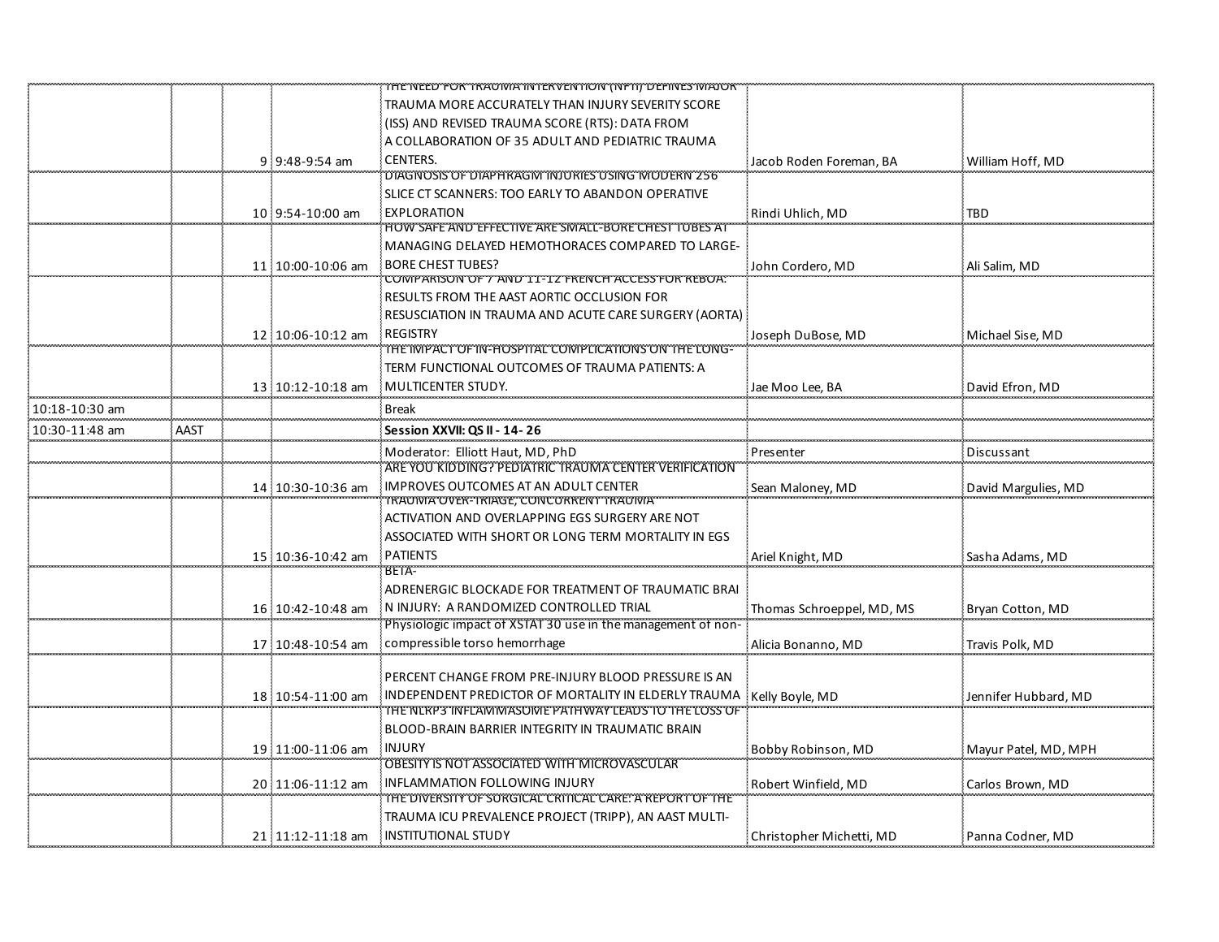| | | | | | | |
|---|---|---|---|---|---|---|
| | | | 9 | 9:48-9:54 am | THE NEED FOR TRAUMA INTERVENTION (NFTI) DEFINES MAJOR TRAUMA MORE ACCURATELY THAN INJURY SEVERITY SCORE (ISS) AND REVISED TRAUMA SCORE (RTS): DATA FROM A COLLABORATION OF 35 ADULT AND PEDIATRIC TRAUMA CENTERS. | Jacob Roden Foreman, BA | William Hoff, MD |
| | | | 10 | 9:54-10:00 am | DIAGNOSIS OF DIAPHRAGM INJURIES USING MODERN 256 SLICE CT SCANNERS: TOO EARLY TO ABANDON OPERATIVE EXPLORATION | Rindi Uhlich, MD | TBD |
| | | | 11 | 10:00-10:06 am | HOW SAFE AND EFFECTIVE ARE SMALL-BORE CHEST TUBES AT MANAGING DELAYED HEMOTHORACES COMPARED TO LARGE-BORE CHEST TUBES? | John Cordero, MD | Ali Salim, MD |
| | | | 12 | 10:06-10:12 am | COMPARISON OF 7 AND 11-12 FRENCH ACCESS FOR REBOA: RESULTS FROM THE AAST AORTIC OCCLUSION FOR RESUSCIATION IN TRAUMA AND ACUTE CARE SURGERY (AORTA) REGISTRY | Joseph DuBose, MD | Michael Sise, MD |
| | | | 13 | 10:12-10:18 am | THE IMPACT OF IN-HOSPITAL COMPLICATIONS ON THE LONG-TERM FUNCTIONAL OUTCOMES OF TRAUMA PATIENTS: A MULTICENTER STUDY. | Jae Moo Lee, BA | David Efron, MD |
| 10:18-10:30 am | | | | | Break | | |
| 10:30-11:48 am | AAST | | | | **Session XXVII: QS II - 14- 26** | | |
| | | | | | Moderator: Elliott Haut, MD, PhD | Presenter | Discussant |
| | | | 14 | 10:30-10:36 am | ARE YOU KIDDING? PEDIATRIC TRAUMA CENTER VERIFICATION IMPROVES OUTCOMES AT AN ADULT CENTER | Sean Maloney, MD | David Margulies, MD |
| | | | 15 | 10:36-10:42 am | TRAUMA OVER-TRIAGE, CONCURRENT TRAUMA ACTIVATION AND OVERLAPPING EGS SURGERY ARE NOT ASSOCIATED WITH SHORT OR LONG TERM MORTALITY IN EGS PATIENTS | Ariel Knight, MD | Sasha Adams, MD |
| | | | 16 | 10:42-10:48 am | BETA-ADRENERGIC BLOCKADE FOR TREATMENT OF TRAUMATIC BRAI N INJURY: A RANDOMIZED CONTROLLED TRIAL | Thomas Schroeppel, MD, MS | Bryan Cotton, MD |
| | | | 17 | 10:48-10:54 am | Physiologic impact of XSTAT 30 use in the management of non-compressible torso hemorrhage | Alicia Bonanno, MD | Travis Polk, MD |
| | | | 18 | 10:54-11:00 am | PERCENT CHANGE FROM PRE-INJURY BLOOD PRESSURE IS AN INDEPENDENT PREDICTOR OF MORTALITY IN ELDERLY TRAUMA | Kelly Boyle, MD | Jennifer Hubbard, MD |
| | | | 19 | 11:00-11:06 am | THE NLRP3 INFLAMMASOME PATHWAY LEADS TO THE LOSS OF BLOOD-BRAIN BARRIER INTEGRITY IN TRAUMATIC BRAIN INJURY | Bobby Robinson, MD | Mayur Patel, MD, MPH |
| | | | 20 | 11:06-11:12 am | OBESITY IS NOT ASSOCIATED WITH MICROVASCULAR INFLAMMATION FOLLOWING INJURY | Robert Winfield, MD | Carlos Brown, MD |
| | | | 21 | 11:12-11:18 am | THE DIVERSITY OF SURGICAL CRITICAL CARE: A REPORT OF THE TRAUMA ICU PREVALENCE PROJECT (TRIPP), AN AAST MULTI-INSTITUTIONAL STUDY | Christopher Michetti, MD | Panna Codner, MD |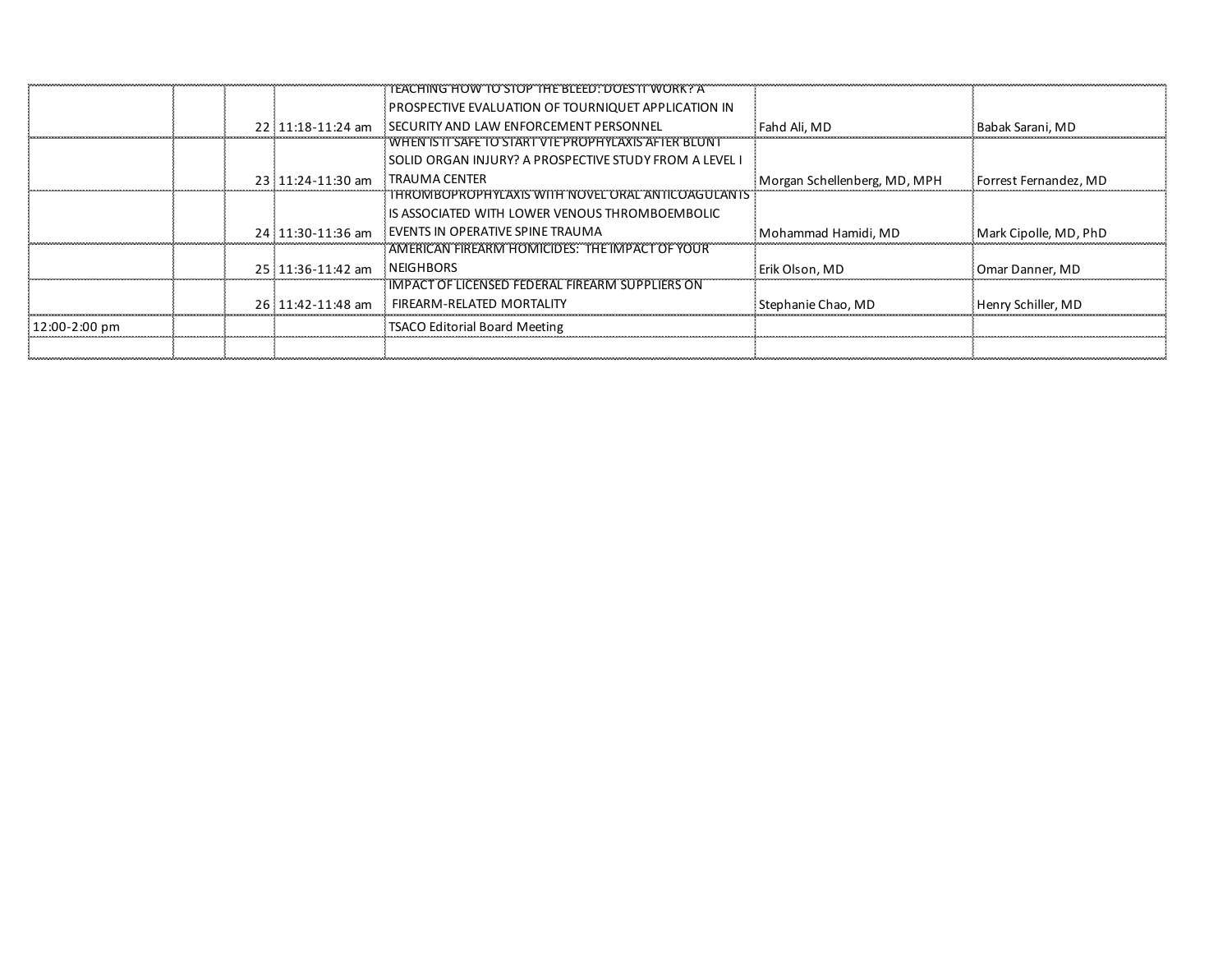| | | | | | | |
|---|---|---|---|---|---|---|
| | | 22 | 11:18-11:24 am | TEACHING HOW TO STOP THE BLEED: DOES IT WORK? A PROSPECTIVE EVALUATION OF TOURNIQUET APPLICATION IN SECURITY AND LAW ENFORCEMENT PERSONNEL | Fahd Ali, MD | Babak Sarani, MD |
| | | 23 | 11:24-11:30 am | WHEN IS IT SAFE TO START VTE PROPHYLAXIS AFTER BLUNT SOLID ORGAN INJURY? A PROSPECTIVE STUDY FROM A LEVEL I TRAUMA CENTER | Morgan Schellenberg, MD, MPH | Forrest Fernandez, MD |
| | | 24 | 11:30-11:36 am | THROMBOPROPHYLAXIS WITH NOVEL ORAL ANTICOAGULANTS IS ASSOCIATED WITH LOWER VENOUS THROMBOEMBOLIC EVENTS IN OPERATIVE SPINE TRAUMA | Mohammad Hamidi, MD | Mark Cipolle, MD, PhD |
| | | 25 | 11:36-11:42 am | AMERICAN FIREARM HOMICIDES: THE IMPACT OF YOUR NEIGHBORS | Erik Olson, MD | Omar Danner, MD |
| | | 26 | 11:42-11:48 am | IMPACT OF LICENSED FEDERAL FIREARM SUPPLIERS ON FIREARM-RELATED MORTALITY | Stephanie Chao, MD | Henry Schiller, MD |
| 12:00-2:00 pm | | | | TSACO Editorial Board Meeting | | |
| | | | | | | |